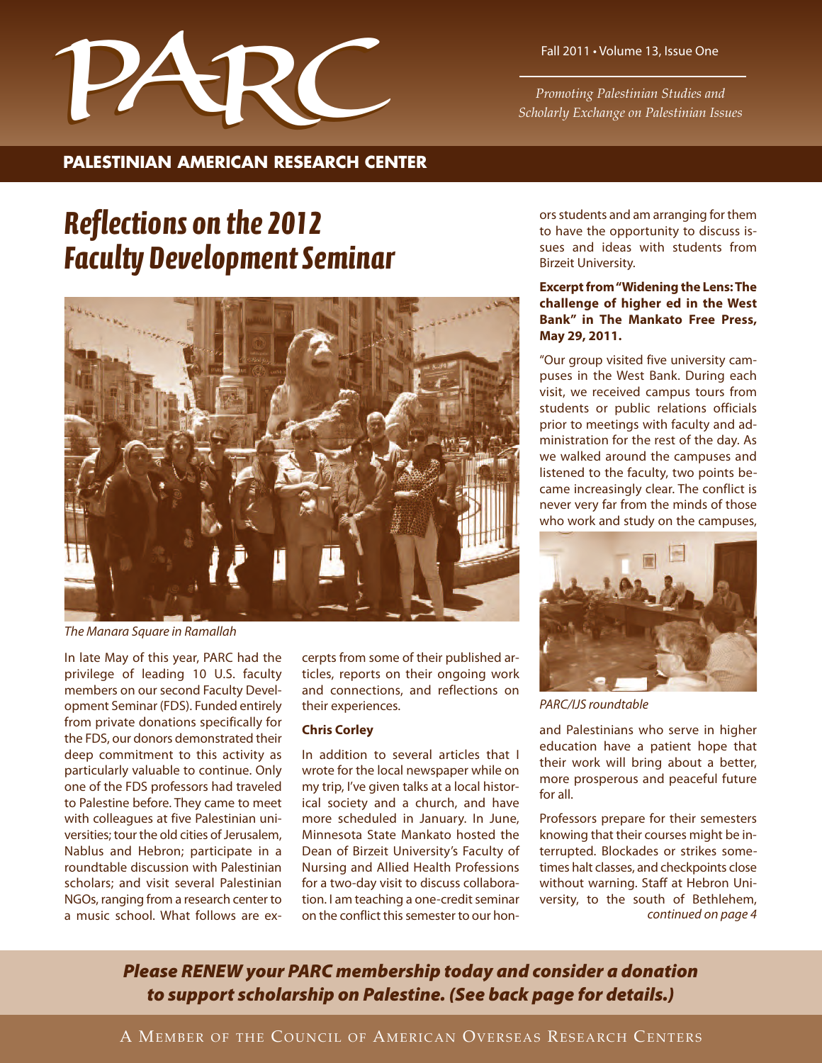# PARC

Fall 2011 • Volume 13, Issue One

*Promoting Palestinian Studies and Scholarly Exchange on Palestinian Issues*

**PALESTINIAN AMERICAN RESEARCH CENTER**

## *Reflections on the 2012 Faculty Development Seminar*

*The Manara Square in Ramallah*

In late May of this year, PARC had the privilege of leading 10 U.S. faculty members on our second Faculty Development Seminar (FDS). Funded entirely from private donations specifically for the FDS, our donors demonstrated their deep commitment to this activity as particularly valuable to continue. Only one of the FDS professors had traveled to Palestine before. They came to meet with colleagues at five Palestinian universities; tour the old cities of Jerusalem, Nablus and Hebron; participate in a roundtable discussion with Palestinian scholars; and visit several Palestinian NGOs, ranging from a research center to a music school. What follows are excerpts from some of their published articles, reports on their ongoing work and connections, and reflections on their experiences.

**Chris Corley**

In addition to several articles that I wrote for the local newspaper while on my trip, I've given talks at a local historical society and a church, and have more scheduled in January. In June, Minnesota State Mankato hosted the Dean of Birzeit University's Faculty of Nursing and Allied Health Professions for a two-day visit to discuss collaboration. I am teaching a one-credit seminar on the conflict this semester to our honors students and am arranging for them to have the opportunity to discuss issues and ideas with students from Birzeit University.

**Excerpt from "Widening the Lens: The challenge of higher ed in the West Bank" in The Mankato Free Press, May 29, 2011.**

"Our group visited five university campuses in the West Bank. During each visit, we received campus tours from students or public relations officials prior to meetings with faculty and administration for the rest of the day. As we walked around the campuses and listened to the faculty, two points became increasingly clear. The conflict is never very far from the minds of those who work and study on the campuses,

*PARC/IJS roundtable*

and Palestinians who serve in higher education have a patient hope that their work will bring about a better, more prosperous and peaceful future for all.

Professors prepare for their semesters knowing that their courses might be interrupted. Blockades or strikes sometimes halt classes, and checkpoints close without warning. Staff at Hebron University, to the south of Bethlehem,

*continued on page 4*

***Please RENEW your PARC membership today and consider a donation to support scholarship on Palestine. (See back page for details.)***

A MEMBER OF THE COUNCIL OF AMERICAN OVERSEAS RESEARCH CENTERS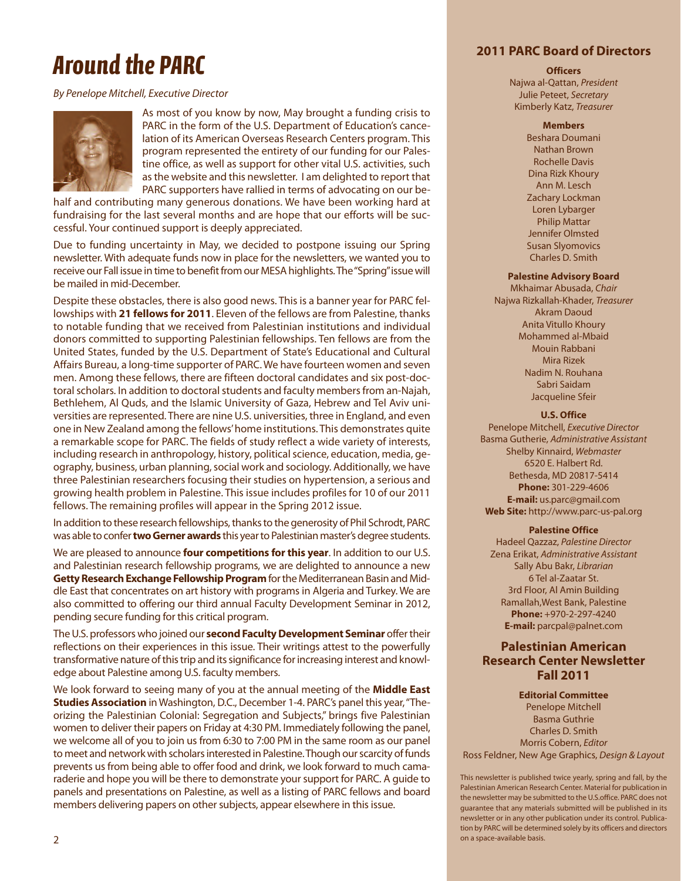# Around the PARC

*By Penelope Mitchell, Executive Director*

As most of you know by now, May brought a funding crisis to PARC in the form of the U.S. Department of Education's cancelation of its American Overseas Research Centers program. This program represented the entirety of our funding for our Palestine office, as well as support for other vital U.S. activities, such as the website and this newsletter. I am delighted to report that PARC supporters have rallied in terms of advocating on our behalf and contributing many generous donations. We have been working hard at fundraising for the last several months and are hope that our efforts will be successful. Your continued support is deeply appreciated.

Due to funding uncertainty in May, we decided to postpone issuing our Spring newsletter. With adequate funds now in place for the newsletters, we wanted you to receive our Fall issue in time to benefit from our MESA highlights. The "Spring" issue will be mailed in mid-December.

Despite these obstacles, there is also good news. This is a banner year for PARC fellowships with **21 fellows for 2011**. Eleven of the fellows are from Palestine, thanks to notable funding that we received from Palestinian institutions and individual donors committed to supporting Palestinian fellowships. Ten fellows are from the United States, funded by the U.S. Department of State's Educational and Cultural Affairs Bureau, a long-time supporter of PARC. We have fourteen women and seven men. Among these fellows, there are fifteen doctoral candidates and six post-doctoral scholars. In addition to doctoral students and faculty members from an-Najah, Bethlehem, Al Quds, and the Islamic University of Gaza, Hebrew and Tel Aviv universities are represented. There are nine U.S. universities, three in England, and even one in New Zealand among the fellows' home institutions. This demonstrates quite a remarkable scope for PARC. The fields of study reflect a wide variety of interests, including research in anthropology, history, political science, education, media, geography, business, urban planning, social work and sociology. Additionally, we have three Palestinian researchers focusing their studies on hypertension, a serious and growing health problem in Palestine. This issue includes profiles for 10 of our 2011 fellows. The remaining profiles will appear in the Spring 2012 issue.

In addition to these research fellowships, thanks to the generosity of Phil Schrodt, PARC was able to confer **two Gerner awards** this year to Palestinian master's degree students.

We are pleased to announce **four competitions for this year**. In addition to our U.S. and Palestinian research fellowship programs, we are delighted to announce a new **Getty Research Exchange Fellowship Program** for the Mediterranean Basin and Middle East that concentrates on art history with programs in Algeria and Turkey. We are also committed to offering our third annual Faculty Development Seminar in 2012, pending secure funding for this critical program.

The U.S. professors who joined our **second Faculty Development Seminar** offer their reflections on their experiences in this issue. Their writings attest to the powerfully transformative nature of this trip and its significance for increasing interest and knowledge about Palestine among U.S. faculty members.

We look forward to seeing many of you at the annual meeting of the **Middle East Studies Association** in Washington, D.C., December 1-4. PARC's panel this year, "Theorizing the Palestinian Colonial: Segregation and Subjects," brings five Palestinian women to deliver their papers on Friday at 4:30 PM. Immediately following the panel, we welcome all of you to join us from 6:30 to 7:00 PM in the same room as our panel to meet and network with scholars interested in Palestine. Though our scarcity of funds prevents us from being able to offer food and drink, we look forward to much camaraderie and hope you will be there to demonstrate your support for PARC. A guide to panels and presentations on Palestine, as well as a listing of PARC fellows and board members delivering papers on other subjects, appear elsewhere in this issue.

## 2011 PARC Board of Directors

**Officers**

Najwa al-Qattan, *President*
Julie Peteet, *Secretary*
Kimberly Katz, *Treasurer*

**Members**

Beshara Doumani
Nathan Brown
Rochelle Davis
Dina Rizk Khoury
Ann M. Lesch
Zachary Lockman
Loren Lybarger
Philip Mattar
Jennifer Olmsted
Susan Slyomovics
Charles D. Smith

**Palestine Advisory Board**

Mkhaimar Abusada, *Chair*
Najwa Rizkallah-Khader, *Treasurer*
Akram Daoud
Anita Vitullo Khoury
Mohammed al-Mbaid
Mouin Rabbani
Mira Rizek
Nadim N. Rouhana
Sabri Saidam
Jacqueline Sfeir

**U.S. Office**

Penelope Mitchell, *Executive Director*
Basma Gutherie, *Administrative Assistant*
Shelby Kinnaird, *Webmaster*
6520 E. Halbert Rd.
Bethesda, MD 20817-5414
**Phone:** 301-229-4606
**E-mail:** us.parc@gmail.com
**Web Site:** http://www.parc-us-pal.org

**Palestine Office**

Hadeel Qazzaz, *Palestine Director*
Zena Erikat, *Administrative Assistant*
Sally Abu Bakr, *Librarian*
6 Tel al-Zaatar St.
3rd Floor, Al Amin Building
Ramallah,West Bank, Palestine
**Phone:** +970-2-297-4240
**E-mail:** parcpal@palnet.com

## Palestinian American Research Center Newsletter Fall 2011

**Editorial Committee**

Penelope Mitchell
Basma Guthrie
Charles D. Smith
Morris Cobern, *Editor*
Ross Feldner, New Age Graphics, *Design & Layout*

This newsletter is published twice yearly, spring and fall, by the Palestinian American Research Center. Material for publication in the newsletter may be submitted to the U.S.office. PARC does not guarantee that any materials submitted will be published in its newsletter or in any other publication under its control. Publication by PARC will be determined solely by its officers and directors on a space-available basis.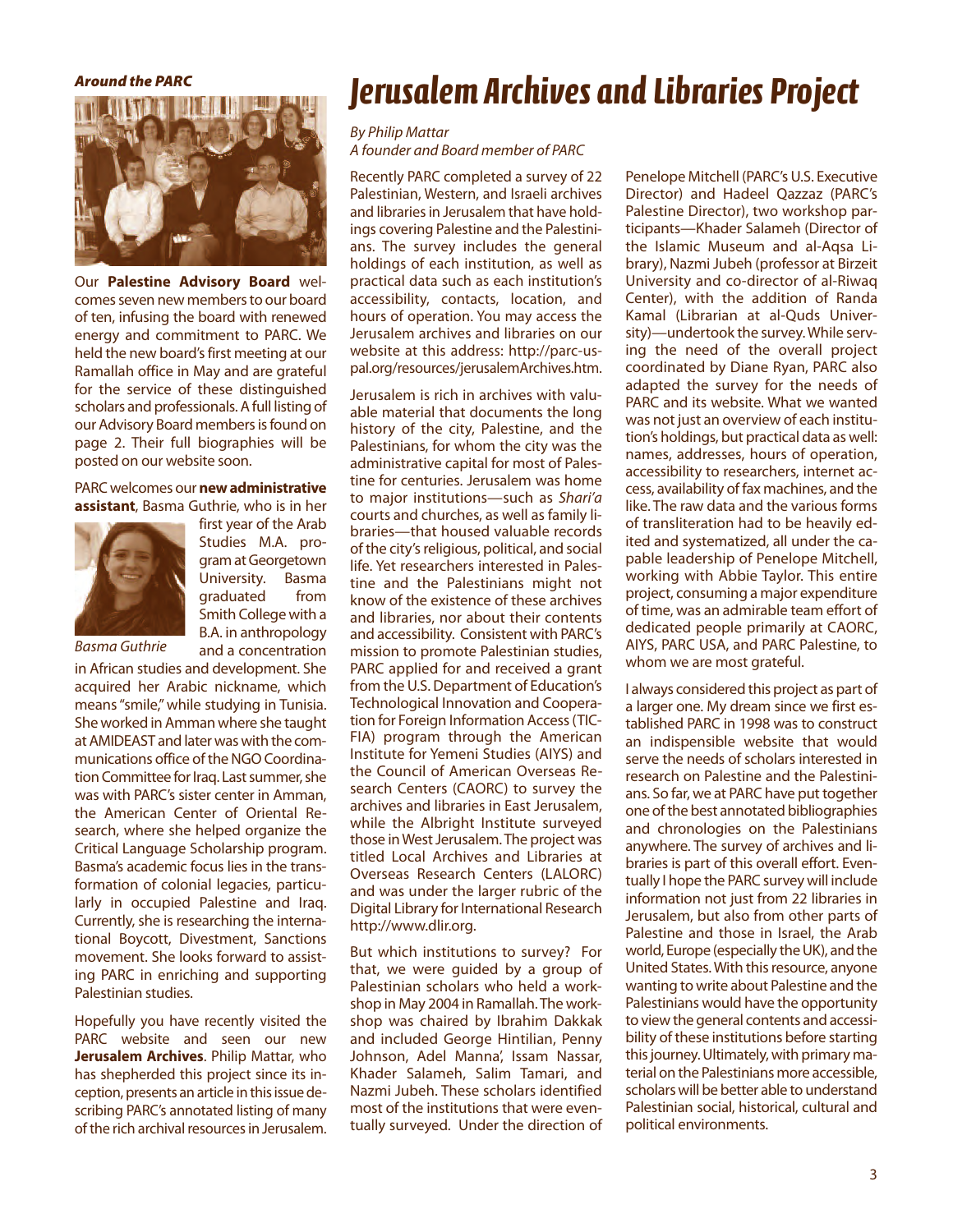*Around the PARC*

Our **Palestine Advisory Board** welcomes seven new members to our board of ten, infusing the board with renewed energy and commitment to PARC. We held the new board's first meeting at our Ramallah office in May and are grateful for the service of these distinguished scholars and professionals. A full listing of our Advisory Board members is found on page 2. Their full biographies will be posted on our website soon.

PARC welcomes our **new administrative assistant**, Basma Guthrie, who is in her first year of the Arab Studies M.A. program at Georgetown University. Basma graduated from Smith College with a B.A. in anthropology and a concentration in African studies and development. She acquired her Arabic nickname, which means "smile," while studying in Tunisia. She worked in Amman where she taught at AMIDEAST and later was with the communications office of the NGO Coordination Committee for Iraq. Last summer, she was with PARC's sister center in Amman, the American Center of Oriental Research, where she helped organize the Critical Language Scholarship program. Basma's academic focus lies in the transformation of colonial legacies, particularly in occupied Palestine and Iraq. Currently, she is researching the international Boycott, Divestment, Sanctions movement. She looks forward to assisting PARC in enriching and supporting Palestinian studies.

*Basma Guthrie*

Hopefully you have recently visited the PARC website and seen our new **Jerusalem Archives**. Philip Mattar, who has shepherded this project since its inception, presents an article in this issue describing PARC's annotated listing of many of the rich archival resources in Jerusalem.

# Jerusalem Archives and Libraries Project

*By Philip Mattar*
*A founder and Board member of PARC*

Recently PARC completed a survey of 22 Palestinian, Western, and Israeli archives and libraries in Jerusalem that have holdings covering Palestine and the Palestinians. The survey includes the general holdings of each institution, as well as practical data such as each institution's accessibility, contacts, location, and hours of operation. You may access the Jerusalem archives and libraries on our website at this address: http://parc-us-pal.org/resources/jerusalemArchives.htm.

Jerusalem is rich in archives with valuable material that documents the long history of the city, Palestine, and the Palestinians, for whom the city was the administrative capital for most of Palestine for centuries. Jerusalem was home to major institutions—such as *Shari'a* courts and churches, as well as family libraries—that housed valuable records of the city's religious, political, and social life. Yet researchers interested in Palestine and the Palestinians might not know of the existence of these archives and libraries, nor about their contents and accessibility. Consistent with PARC's mission to promote Palestinian studies, PARC applied for and received a grant from the U.S. Department of Education's Technological Innovation and Cooperation for Foreign Information Access (TICFIA) program through the American Institute for Yemeni Studies (AIYS) and the Council of American Overseas Research Centers (CAORC) to survey the archives and libraries in East Jerusalem, while the Albright Institute surveyed those in West Jerusalem. The project was titled Local Archives and Libraries at Overseas Research Centers (LALORC) and was under the larger rubric of the Digital Library for International Research http://www.dlir.org.

But which institutions to survey? For that, we were guided by a group of Palestinian scholars who held a workshop in May 2004 in Ramallah. The workshop was chaired by Ibrahim Dakkak and included George Hintilian, Penny Johnson, Adel Manna', Issam Nassar, Khader Salameh, Salim Tamari, and Nazmi Jubeh. These scholars identified most of the institutions that were eventually surveyed. Under the direction of Penelope Mitchell (PARC's U.S. Executive Director) and Hadeel Qazzaz (PARC's Palestine Director), two workshop participants—Khader Salameh (Director of the Islamic Museum and al-Aqsa Library), Nazmi Jubeh (professor at Birzeit University and co-director of al-Riwaq Center), with the addition of Randa Kamal (Librarian at al-Quds University)—undertook the survey. While serving the need of the overall project coordinated by Diane Ryan, PARC also adapted the survey for the needs of PARC and its website. What we wanted was not just an overview of each institution's holdings, but practical data as well: names, addresses, hours of operation, accessibility to researchers, internet access, availability of fax machines, and the like. The raw data and the various forms of transliteration had to be heavily edited and systematized, all under the capable leadership of Penelope Mitchell, working with Abbie Taylor. This entire project, consuming a major expenditure of time, was an admirable team effort of dedicated people primarily at CAORC, AIYS, PARC USA, and PARC Palestine, to whom we are most grateful.

I always considered this project as part of a larger one. My dream since we first established PARC in 1998 was to construct an indispensible website that would serve the needs of scholars interested in research on Palestine and the Palestinians. So far, we at PARC have put together one of the best annotated bibliographies and chronologies on the Palestinians anywhere. The survey of archives and libraries is part of this overall effort. Eventually I hope the PARC survey will include information not just from 22 libraries in Jerusalem, but also from other parts of Palestine and those in Israel, the Arab world, Europe (especially the UK), and the United States. With this resource, anyone wanting to write about Palestine and the Palestinians would have the opportunity to view the general contents and accessibility of these institutions before starting this journey. Ultimately, with primary material on the Palestinians more accessible, scholars will be better able to understand Palestinian social, historical, cultural and political environments.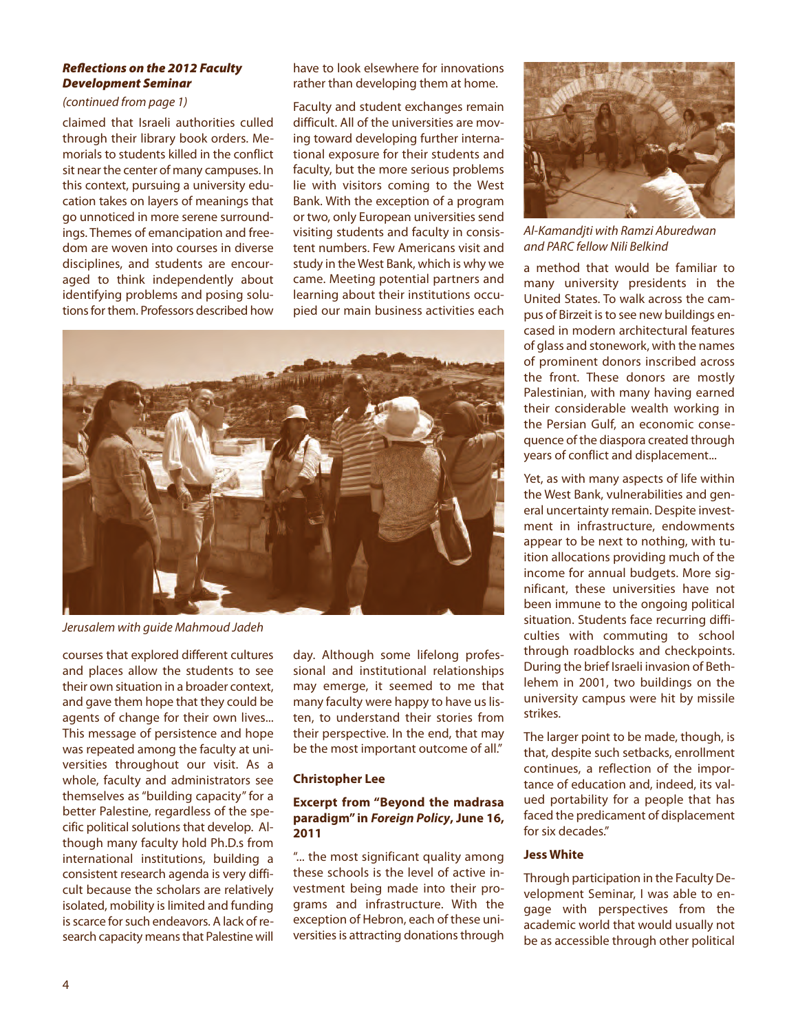***Reflections on the 2012 Faculty Development Seminar***

*(continued from page 1)*

claimed that Israeli authorities culled through their library book orders. Memorials to students killed in the conflict sit near the center of many campuses. In this context, pursuing a university education takes on layers of meanings that go unnoticed in more serene surroundings. Themes of emancipation and freedom are woven into courses in diverse disciplines, and students are encouraged to think independently about identifying problems and posing solutions for them. Professors described how courses that explored different cultures and places allow the students to see their own situation in a broader context, and gave them hope that they could be agents of change for their own lives... This message of persistence and hope was repeated among the faculty at universities throughout our visit. As a whole, faculty and administrators see themselves as "building capacity" for a better Palestine, regardless of the specific political solutions that develop. Although many faculty hold Ph.D.s from international institutions, building a consistent research agenda is very difficult because the scholars are relatively isolated, mobility is limited and funding is scarce for such endeavors. A lack of research capacity means that Palestine will have to look elsewhere for innovations rather than developing them at home.

Faculty and student exchanges remain difficult. All of the universities are moving toward developing further international exposure for their students and faculty, but the more serious problems lie with visitors coming to the West Bank. With the exception of a program or two, only European universities send visiting students and faculty in consistent numbers. Few Americans visit and study in the West Bank, which is why we came. Meeting potential partners and learning about their institutions occupied our main business activities each day. Although some lifelong professional and institutional relationships may emerge, it seemed to me that many faculty were happy to have us listen, to understand their stories from their perspective. In the end, that may be the most important outcome of all."

*Jerusalem with guide Mahmoud Jadeh*

**Christopher Lee**

**Excerpt from "Beyond the madrasa paradigm" in *Foreign Policy*, June 16, 2011**

"... the most significant quality among these schools is the level of active investment being made into their programs and infrastructure. With the exception of Hebron, each of these universities is attracting donations through a method that would be familiar to many university presidents in the United States. To walk across the campus of Birzeit is to see new buildings encased in modern architectural features of glass and stonework, with the names of prominent donors inscribed across the front. These donors are mostly Palestinian, with many having earned their considerable wealth working in the Persian Gulf, an economic consequence of the diaspora created through years of conflict and displacement...

*Al-Kamandjti with Ramzi Aburedwan and PARC fellow Nili Belkind*

Yet, as with many aspects of life within the West Bank, vulnerabilities and general uncertainty remain. Despite investment in infrastructure, endowments appear to be next to nothing, with tuition allocations providing much of the income for annual budgets. More significant, these universities have not been immune to the ongoing political situation. Students face recurring difficulties with commuting to school through roadblocks and checkpoints. During the brief Israeli invasion of Bethlehem in 2001, two buildings on the university campus were hit by missile strikes.

The larger point to be made, though, is that, despite such setbacks, enrollment continues, a reflection of the importance of education and, indeed, its valued portability for a people that has faced the predicament of displacement for six decades."

**Jess White**

Through participation in the Faculty Development Seminar, I was able to engage with perspectives from the academic world that would usually not be as accessible through other political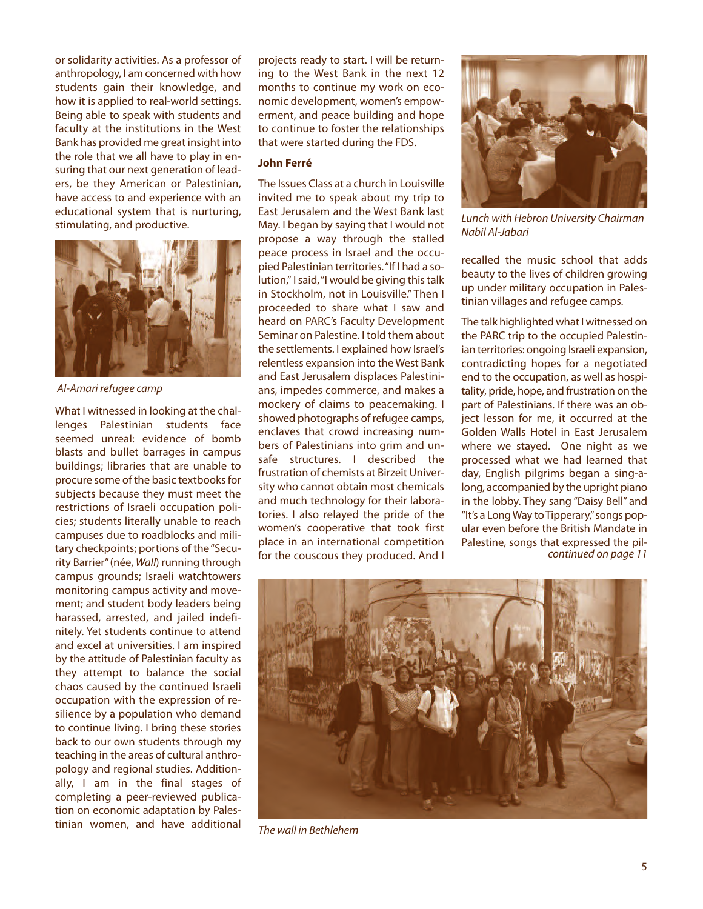or solidarity activities. As a professor of anthropology, I am concerned with how students gain their knowledge, and how it is applied to real-world settings. Being able to speak with students and faculty at the institutions in the West Bank has provided me great insight into the role that we all have to play in ensuring that our next generation of leaders, be they American or Palestinian, have access to and experience with an educational system that is nurturing, stimulating, and productive.

*Al-Amari refugee camp*

What I witnessed in looking at the challenges Palestinian students face seemed unreal: evidence of bomb blasts and bullet barrages in campus buildings; libraries that are unable to procure some of the basic textbooks for subjects because they must meet the restrictions of Israeli occupation policies; students literally unable to reach campuses due to roadblocks and military checkpoints; portions of the "Security Barrier" (née, *Wall*) running through campus grounds; Israeli watchtowers monitoring campus activity and movement; and student body leaders being harassed, arrested, and jailed indefinitely. Yet students continue to attend and excel at universities. I am inspired by the attitude of Palestinian faculty as they attempt to balance the social chaos caused by the continued Israeli occupation with the expression of resilience by a population who demand to continue living. I bring these stories back to our own students through my teaching in the areas of cultural anthropology and regional studies. Additionally, I am in the final stages of completing a peer-reviewed publication on economic adaptation by Palestinian women, and have additional projects ready to start. I will be returning to the West Bank in the next 12 months to continue my work on economic development, women's empowerment, and peace building and hope to continue to foster the relationships that were started during the FDS.

**John Ferré**

The Issues Class at a church in Louisville invited me to speak about my trip to East Jerusalem and the West Bank last May. I began by saying that I would not propose a way through the stalled peace process in Israel and the occupied Palestinian territories. "If I had a solution," I said, "I would be giving this talk in Stockholm, not in Louisville." Then I proceeded to share what I saw and heard on PARC's Faculty Development Seminar on Palestine. I told them about the settlements. I explained how Israel's relentless expansion into the West Bank and East Jerusalem displaces Palestinians, impedes commerce, and makes a mockery of claims to peacemaking. I showed photographs of refugee camps, enclaves that crowd increasing numbers of Palestinians into grim and unsafe structures. I described the frustration of chemists at Birzeit University who cannot obtain most chemicals and much technology for their laboratories. I also relayed the pride of the women's cooperative that took first place in an international competition for the couscous they produced. And I

*Lunch with Hebron University Chairman Nabil Al-Jabari*

recalled the music school that adds beauty to the lives of children growing up under military occupation in Palestinian villages and refugee camps.

The talk highlighted what I witnessed on the PARC trip to the occupied Palestinian territories: ongoing Israeli expansion, contradicting hopes for a negotiated end to the occupation, as well as hospitality, pride, hope, and frustration on the part of Palestinians. If there was an object lesson for me, it occurred at the Golden Walls Hotel in East Jerusalem where we stayed. One night as we processed what we had learned that day, English pilgrims began a sing-a-long, accompanied by the upright piano in the lobby. They sang "Daisy Bell" and "It's a Long Way to Tipperary," songs popular even before the British Mandate in Palestine, songs that expressed the pil-

*continued on page 11*

*The wall in Bethlehem*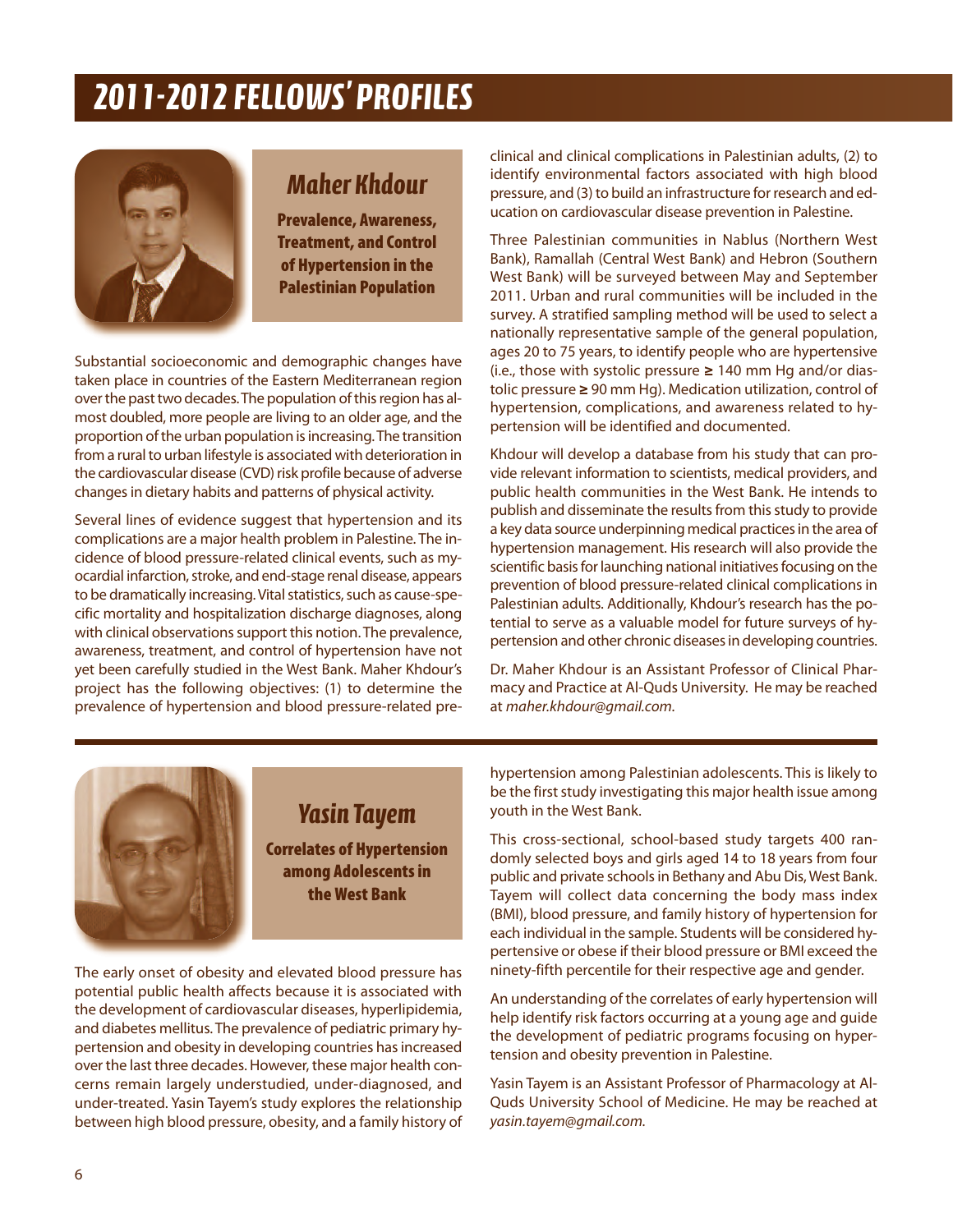# 2011-2012 FELLOWS' PROFILES

## Maher Khdour

### Prevalence, Awareness, Treatment, and Control of Hypertension in the Palestinian Population

Substantial socioeconomic and demographic changes have taken place in countries of the Eastern Mediterranean region over the past two decades. The population of this region has almost doubled, more people are living to an older age, and the proportion of the urban population is increasing. The transition from a rural to urban lifestyle is associated with deterioration in the cardiovascular disease (CVD) risk profile because of adverse changes in dietary habits and patterns of physical activity.

Several lines of evidence suggest that hypertension and its complications are a major health problem in Palestine. The incidence of blood pressure-related clinical events, such as myocardial infarction, stroke, and end-stage renal disease, appears to be dramatically increasing. Vital statistics, such as cause-specific mortality and hospitalization discharge diagnoses, along with clinical observations support this notion. The prevalence, awareness, treatment, and control of hypertension have not yet been carefully studied in the West Bank. Maher Khdour's project has the following objectives: (1) to determine the prevalence of hypertension and blood pressure-related preclinical and clinical complications in Palestinian adults, (2) to identify environmental factors associated with high blood pressure, and (3) to build an infrastructure for research and education on cardiovascular disease prevention in Palestine.

Three Palestinian communities in Nablus (Northern West Bank), Ramallah (Central West Bank) and Hebron (Southern West Bank) will be surveyed between May and September 2011. Urban and rural communities will be included in the survey. A stratified sampling method will be used to select a nationally representative sample of the general population, ages 20 to 75 years, to identify people who are hypertensive (i.e., those with systolic pressure ≥ 140 mm Hg and/or diastolic pressure ≥ 90 mm Hg). Medication utilization, control of hypertension, complications, and awareness related to hypertension will be identified and documented.

Khdour will develop a database from his study that can provide relevant information to scientists, medical providers, and public health communities in the West Bank. He intends to publish and disseminate the results from this study to provide a key data source underpinning medical practices in the area of hypertension management. His research will also provide the scientific basis for launching national initiatives focusing on the prevention of blood pressure-related clinical complications in Palestinian adults. Additionally, Khdour's research has the potential to serve as a valuable model for future surveys of hypertension and other chronic diseases in developing countries.

Dr. Maher Khdour is an Assistant Professor of Clinical Pharmacy and Practice at Al-Quds University. He may be reached at *maher.khdour@gmail.com*.

## Yasin Tayem

### Correlates of Hypertension among Adolescents in the West Bank

The early onset of obesity and elevated blood pressure has potential public health affects because it is associated with the development of cardiovascular diseases, hyperlipidemia, and diabetes mellitus. The prevalence of pediatric primary hypertension and obesity in developing countries has increased over the last three decades. However, these major health concerns remain largely understudied, under-diagnosed, and under-treated. Yasin Tayem's study explores the relationship between high blood pressure, obesity, and a family history of hypertension among Palestinian adolescents. This is likely to be the first study investigating this major health issue among youth in the West Bank.

This cross-sectional, school-based study targets 400 randomly selected boys and girls aged 14 to 18 years from four public and private schools in Bethany and Abu Dis, West Bank. Tayem will collect data concerning the body mass index (BMI), blood pressure, and family history of hypertension for each individual in the sample. Students will be considered hypertensive or obese if their blood pressure or BMI exceed the ninety-fifth percentile for their respective age and gender.

An understanding of the correlates of early hypertension will help identify risk factors occurring at a young age and guide the development of pediatric programs focusing on hypertension and obesity prevention in Palestine.

Yasin Tayem is an Assistant Professor of Pharmacology at Al-Quds University School of Medicine. He may be reached at *yasin.tayem@gmail.com*.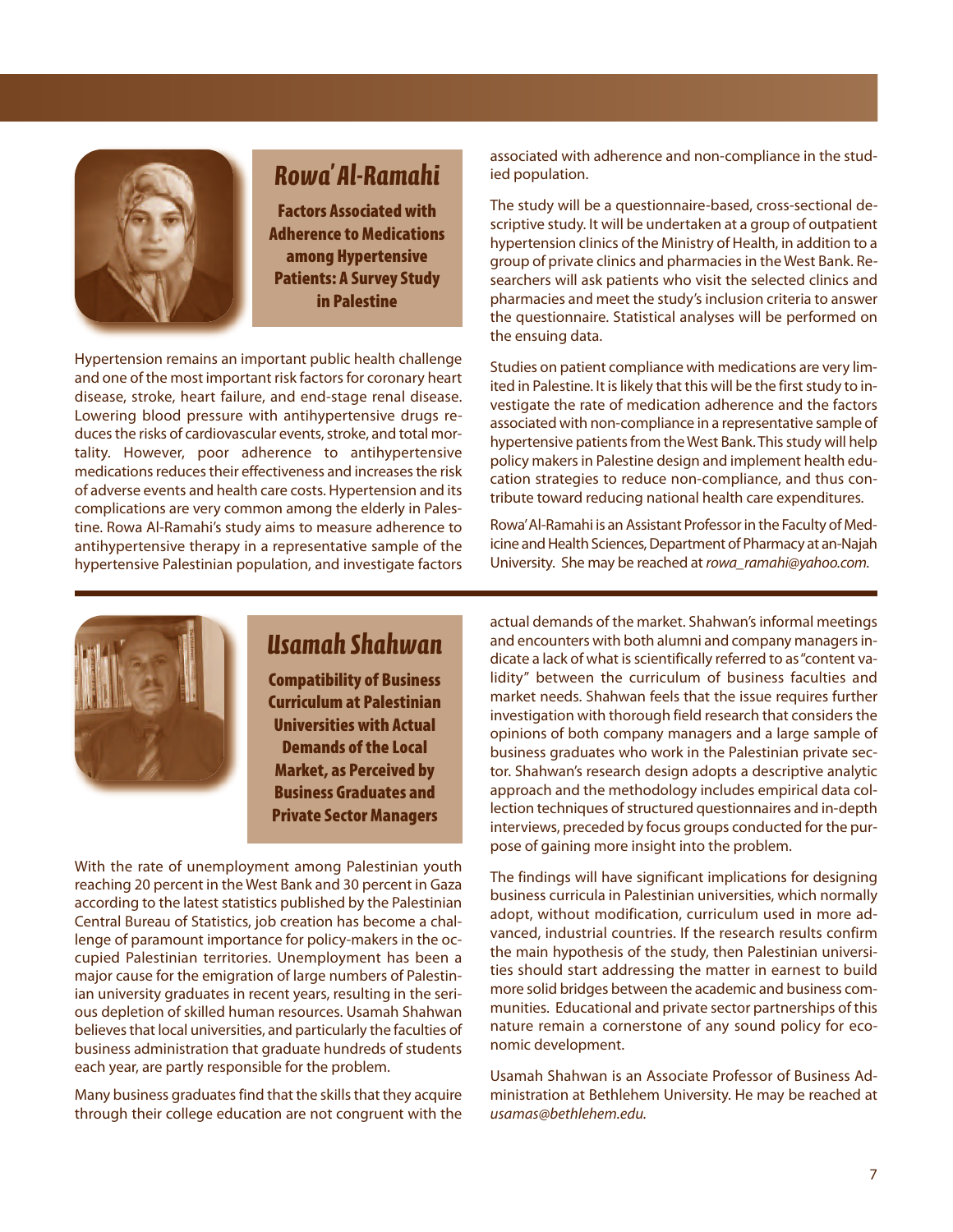## Rowa' Al-Ramahi

### Factors Associated with Adherence to Medications among Hypertensive Patients: A Survey Study in Palestine

Hypertension remains an important public health challenge and one of the most important risk factors for coronary heart disease, stroke, heart failure, and end-stage renal disease. Lowering blood pressure with antihypertensive drugs reduces the risks of cardiovascular events, stroke, and total mortality. However, poor adherence to antihypertensive medications reduces their effectiveness and increases the risk of adverse events and health care costs. Hypertension and its complications are very common among the elderly in Palestine. Rowa Al-Ramahi's study aims to measure adherence to antihypertensive therapy in a representative sample of the hypertensive Palestinian population, and investigate factors associated with adherence and non-compliance in the studied population.

The study will be a questionnaire-based, cross-sectional descriptive study. It will be undertaken at a group of outpatient hypertension clinics of the Ministry of Health, in addition to a group of private clinics and pharmacies in the West Bank. Researchers will ask patients who visit the selected clinics and pharmacies and meet the study's inclusion criteria to answer the questionnaire. Statistical analyses will be performed on the ensuing data.

Studies on patient compliance with medications are very limited in Palestine. It is likely that this will be the first study to investigate the rate of medication adherence and the factors associated with non-compliance in a representative sample of hypertensive patients from the West Bank. This study will help policy makers in Palestine design and implement health education strategies to reduce non-compliance, and thus contribute toward reducing national health care expenditures.

Rowa' Al-Ramahi is an Assistant Professor in the Faculty of Medicine and Health Sciences, Department of Pharmacy at an-Najah University. She may be reached at *rowa_ramahi@yahoo.com.*

## Usamah Shahwan

### Compatibility of Business Curriculum at Palestinian Universities with Actual Demands of the Local Market, as Perceived by Business Graduates and Private Sector Managers

With the rate of unemployment among Palestinian youth reaching 20 percent in the West Bank and 30 percent in Gaza according to the latest statistics published by the Palestinian Central Bureau of Statistics, job creation has become a challenge of paramount importance for policy-makers in the occupied Palestinian territories. Unemployment has been a major cause for the emigration of large numbers of Palestinian university graduates in recent years, resulting in the serious depletion of skilled human resources. Usamah Shahwan believes that local universities, and particularly the faculties of business administration that graduate hundreds of students each year, are partly responsible for the problem.

Many business graduates find that the skills that they acquire through their college education are not congruent with the actual demands of the market. Shahwan's informal meetings and encounters with both alumni and company managers indicate a lack of what is scientifically referred to as "content validity" between the curriculum of business faculties and market needs. Shahwan feels that the issue requires further investigation with thorough field research that considers the opinions of both company managers and a large sample of business graduates who work in the Palestinian private sector. Shahwan's research design adopts a descriptive analytic approach and the methodology includes empirical data collection techniques of structured questionnaires and in-depth interviews, preceded by focus groups conducted for the purpose of gaining more insight into the problem.

The findings will have significant implications for designing business curricula in Palestinian universities, which normally adopt, without modification, curriculum used in more advanced, industrial countries. If the research results confirm the main hypothesis of the study, then Palestinian universities should start addressing the matter in earnest to build more solid bridges between the academic and business communities. Educational and private sector partnerships of this nature remain a cornerstone of any sound policy for economic development.

Usamah Shahwan is an Associate Professor of Business Administration at Bethlehem University. He may be reached at *usamas@bethlehem.edu.*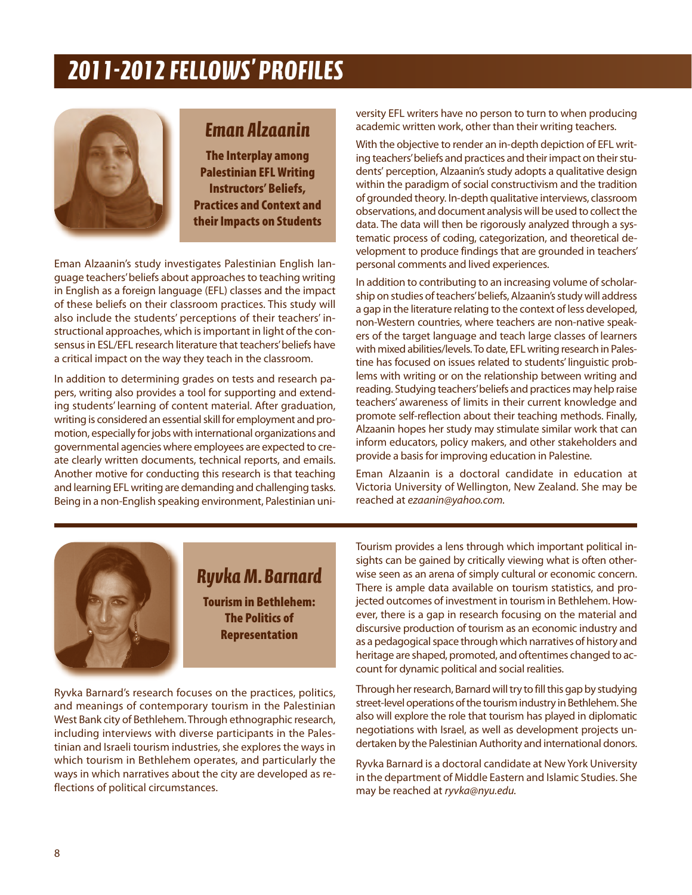# 2011-2012 FELLOWS' PROFILES

## Eman Alzaanin

### The Interplay among Palestinian EFL Writing Instructors' Beliefs, Practices and Context and their Impacts on Students

Eman Alzaanin's study investigates Palestinian English language teachers' beliefs about approaches to teaching writing in English as a foreign language (EFL) classes and the impact of these beliefs on their classroom practices. This study will also include the students' perceptions of their teachers' instructional approaches, which is important in light of the consensus in ESL/EFL research literature that teachers' beliefs have a critical impact on the way they teach in the classroom.

In addition to determining grades on tests and research papers, writing also provides a tool for supporting and extending students' learning of content material. After graduation, writing is considered an essential skill for employment and promotion, especially for jobs with international organizations and governmental agencies where employees are expected to create clearly written documents, technical reports, and emails. Another motive for conducting this research is that teaching and learning EFL writing are demanding and challenging tasks. Being in a non-English speaking environment, Palestinian university EFL writers have no person to turn to when producing academic written work, other than their writing teachers.

With the objective to render an in-depth depiction of EFL writing teachers' beliefs and practices and their impact on their students' perception, Alzaanin's study adopts a qualitative design within the paradigm of social constructivism and the tradition of grounded theory. In-depth qualitative interviews, classroom observations, and document analysis will be used to collect the data. The data will then be rigorously analyzed through a systematic process of coding, categorization, and theoretical development to produce findings that are grounded in teachers' personal comments and lived experiences.

In addition to contributing to an increasing volume of scholarship on studies of teachers' beliefs, Alzaanin's study will address a gap in the literature relating to the context of less developed, non-Western countries, where teachers are non-native speakers of the target language and teach large classes of learners with mixed abilities/levels. To date, EFL writing research in Palestine has focused on issues related to students' linguistic problems with writing or on the relationship between writing and reading. Studying teachers' beliefs and practices may help raise teachers' awareness of limits in their current knowledge and promote self-reflection about their teaching methods. Finally, Alzaanin hopes her study may stimulate similar work that can inform educators, policy makers, and other stakeholders and provide a basis for improving education in Palestine.

Eman Alzaanin is a doctoral candidate in education at Victoria University of Wellington, New Zealand. She may be reached at *ezaanin@yahoo.com.*

---

## Ryvka M. Barnard

### Tourism in Bethlehem: The Politics of Representation

Ryvka Barnard's research focuses on the practices, politics, and meanings of contemporary tourism in the Palestinian West Bank city of Bethlehem. Through ethnographic research, including interviews with diverse participants in the Palestinian and Israeli tourism industries, she explores the ways in which tourism in Bethlehem operates, and particularly the ways in which narratives about the city are developed as reflections of political circumstances.

Tourism provides a lens through which important political insights can be gained by critically viewing what is often otherwise seen as an arena of simply cultural or economic concern. There is ample data available on tourism statistics, and projected outcomes of investment in tourism in Bethlehem. However, there is a gap in research focusing on the material and discursive production of tourism as an economic industry and as a pedagogical space through which narratives of history and heritage are shaped, promoted, and oftentimes changed to account for dynamic political and social realities.

Through her research, Barnard will try to fill this gap by studying street-level operations of the tourism industry in Bethlehem. She also will explore the role that tourism has played in diplomatic negotiations with Israel, as well as development projects undertaken by the Palestinian Authority and international donors.

Ryvka Barnard is a doctoral candidate at New York University in the department of Middle Eastern and Islamic Studies. She may be reached at *ryvka@nyu.edu.*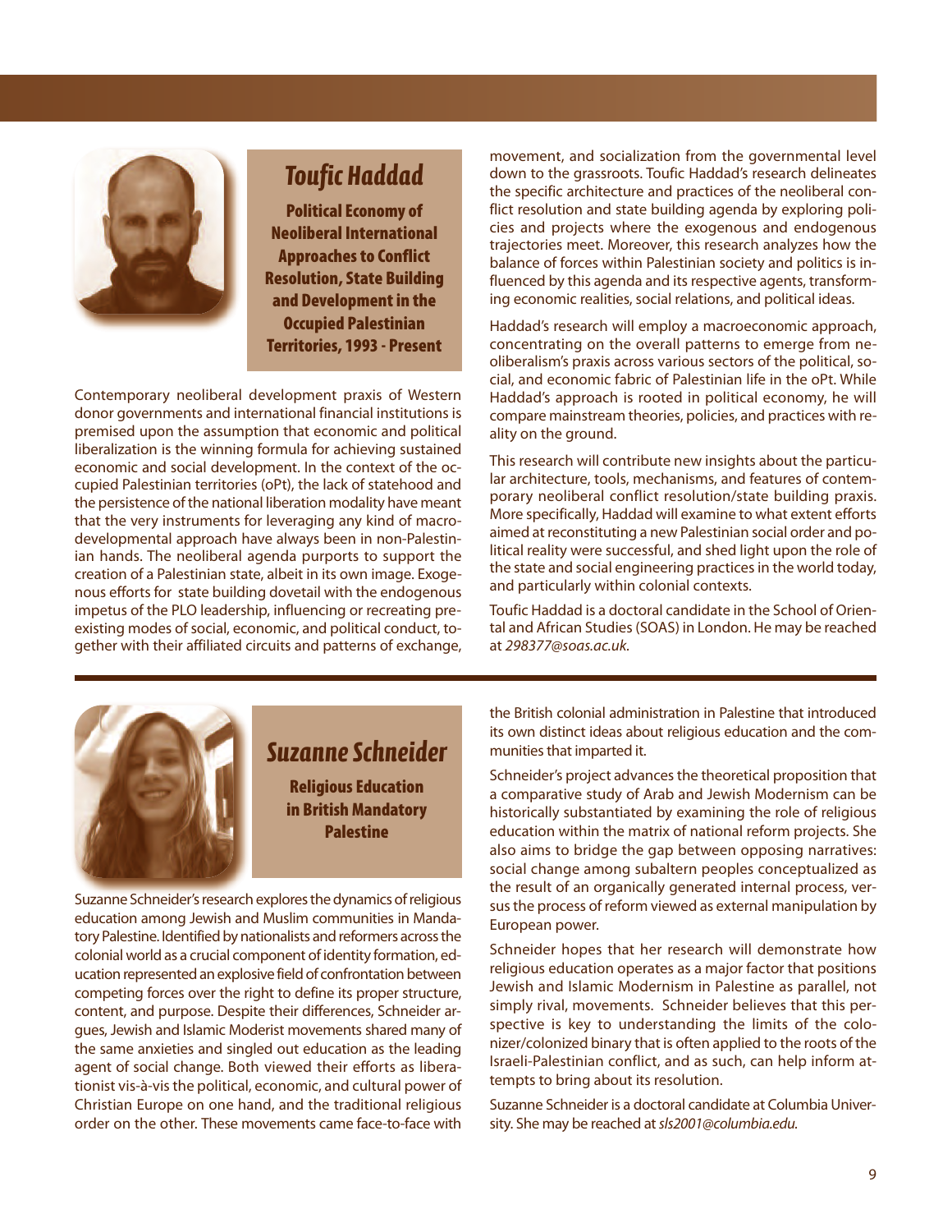## Toufic Haddad

### Political Economy of Neoliberal International Approaches to Conflict Resolution, State Building and Development in the Occupied Palestinian Territories, 1993 - Present

Contemporary neoliberal development praxis of Western donor governments and international financial institutions is premised upon the assumption that economic and political liberalization is the winning formula for achieving sustained economic and social development. In the context of the occupied Palestinian territories (oPt), the lack of statehood and the persistence of the national liberation modality have meant that the very instruments for leveraging any kind of macro-developmental approach have always been in non-Palestinian hands. The neoliberal agenda purports to support the creation of a Palestinian state, albeit in its own image. Exogenous efforts for state building dovetail with the endogenous impetus of the PLO leadership, influencing or recreating pre-existing modes of social, economic, and political conduct, together with their affiliated circuits and patterns of exchange, movement, and socialization from the governmental level down to the grassroots. Toufic Haddad's research delineates the specific architecture and practices of the neoliberal conflict resolution and state building agenda by exploring policies and projects where the exogenous and endogenous trajectories meet. Moreover, this research analyzes how the balance of forces within Palestinian society and politics is influenced by this agenda and its respective agents, transforming economic realities, social relations, and political ideas.

Haddad's research will employ a macroeconomic approach, concentrating on the overall patterns to emerge from neoliberalism's praxis across various sectors of the political, social, and economic fabric of Palestinian life in the oPt. While Haddad's approach is rooted in political economy, he will compare mainstream theories, policies, and practices with reality on the ground.

This research will contribute new insights about the particular architecture, tools, mechanisms, and features of contemporary neoliberal conflict resolution/state building praxis. More specifically, Haddad will examine to what extent efforts aimed at reconstituting a new Palestinian social order and political reality were successful, and shed light upon the role of the state and social engineering practices in the world today, and particularly within colonial contexts.

Toufic Haddad is a doctoral candidate in the School of Oriental and African Studies (SOAS) in London. He may be reached at *298377@soas.ac.uk*.

---

## Suzanne Schneider

### Religious Education in British Mandatory Palestine

Suzanne Schneider's research explores the dynamics of religious education among Jewish and Muslim communities in Mandatory Palestine. Identified by nationalists and reformers across the colonial world as a crucial component of identity formation, education represented an explosive field of confrontation between competing forces over the right to define its proper structure, content, and purpose. Despite their differences, Schneider argues, Jewish and Islamic Moderist movements shared many of the same anxieties and singled out education as the leading agent of social change. Both viewed their efforts as liberationist vis-à-vis the political, economic, and cultural power of Christian Europe on one hand, and the traditional religious order on the other. These movements came face-to-face with the British colonial administration in Palestine that introduced its own distinct ideas about religious education and the communities that imparted it.

Schneider's project advances the theoretical proposition that a comparative study of Arab and Jewish Modernism can be historically substantiated by examining the role of religious education within the matrix of national reform projects. She also aims to bridge the gap between opposing narratives: social change among subaltern peoples conceptualized as the result of an organically generated internal process, versus the process of reform viewed as external manipulation by European power.

Schneider hopes that her research will demonstrate how religious education operates as a major factor that positions Jewish and Islamic Modernism in Palestine as parallel, not simply rival, movements. Schneider believes that this perspective is key to understanding the limits of the colonizer/colonized binary that is often applied to the roots of the Israeli-Palestinian conflict, and as such, can help inform attempts to bring about its resolution.

Suzanne Schneider is a doctoral candidate at Columbia University. She may be reached at *sls2001@columbia.edu*.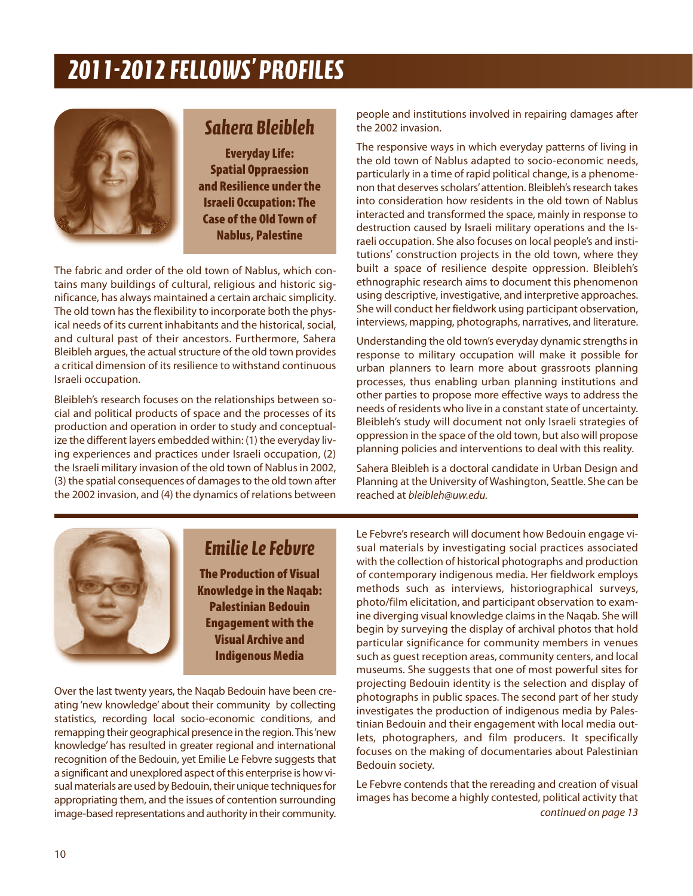# 2011-2012 FELLOWS' PROFILES

## Sahera Bleibleh

### Everyday Life: Spatial Oppraession and Resilience under the Israeli Occupation: The Case of the Old Town of Nablus, Palestine

The fabric and order of the old town of Nablus, which contains many buildings of cultural, religious and historic significance, has always maintained a certain archaic simplicity. The old town has the flexibility to incorporate both the physical needs of its current inhabitants and the historical, social, and cultural past of their ancestors. Furthermore, Sahera Bleibleh argues, the actual structure of the old town provides a critical dimension of its resilience to withstand continuous Israeli occupation.

Bleibleh's research focuses on the relationships between social and political products of space and the processes of its production and operation in order to study and conceptualize the different layers embedded within: (1) the everyday living experiences and practices under Israeli occupation, (2) the Israeli military invasion of the old town of Nablus in 2002, (3) the spatial consequences of damages to the old town after the 2002 invasion, and (4) the dynamics of relations between people and institutions involved in repairing damages after the 2002 invasion.

The responsive ways in which everyday patterns of living in the old town of Nablus adapted to socio-economic needs, particularly in a time of rapid political change, is a phenomenon that deserves scholars' attention. Bleibleh's research takes into consideration how residents in the old town of Nablus interacted and transformed the space, mainly in response to destruction caused by Israeli military operations and the Israeli occupation. She also focuses on local people's and institutions' construction projects in the old town, where they built a space of resilience despite oppression. Bleibleh's ethnographic research aims to document this phenomenon using descriptive, investigative, and interpretive approaches. She will conduct her fieldwork using participant observation, interviews, mapping, photographs, narratives, and literature.

Understanding the old town's everyday dynamic strengths in response to military occupation will make it possible for urban planners to learn more about grassroots planning processes, thus enabling urban planning institutions and other parties to propose more effective ways to address the needs of residents who live in a constant state of uncertainty. Bleibleh's study will document not only Israeli strategies of oppression in the space of the old town, but also will propose planning policies and interventions to deal with this reality.

Sahera Bleibleh is a doctoral candidate in Urban Design and Planning at the University of Washington, Seattle. She can be reached at *bleibleh@uw.edu.*

---

## Emilie Le Febvre

### The Production of Visual Knowledge in the Naqab: Palestinian Bedouin Engagement with the Visual Archive and Indigenous Media

Over the last twenty years, the Naqab Bedouin have been creating 'new knowledge' about their community by collecting statistics, recording local socio-economic conditions, and remapping their geographical presence in the region. This 'new knowledge' has resulted in greater regional and international recognition of the Bedouin, yet Emilie Le Febvre suggests that a significant and unexplored aspect of this enterprise is how visual materials are used by Bedouin, their unique techniques for appropriating them, and the issues of contention surrounding image-based representations and authority in their community.

Le Febvre's research will document how Bedouin engage visual materials by investigating social practices associated with the collection of historical photographs and production of contemporary indigenous media. Her fieldwork employs methods such as interviews, historiographical surveys, photo/film elicitation, and participant observation to examine diverging visual knowledge claims in the Naqab. She will begin by surveying the display of archival photos that hold particular significance for community members in venues such as guest reception areas, community centers, and local museums. She suggests that one of most powerful sites for projecting Bedouin identity is the selection and display of photographs in public spaces. The second part of her study investigates the production of indigenous media by Palestinian Bedouin and their engagement with local media outlets, photographers, and film producers. It specifically focuses on the making of documentaries about Palestinian Bedouin society.

Le Febvre contends that the rereading and creation of visual images has become a highly contested, political activity that

*continued on page 13*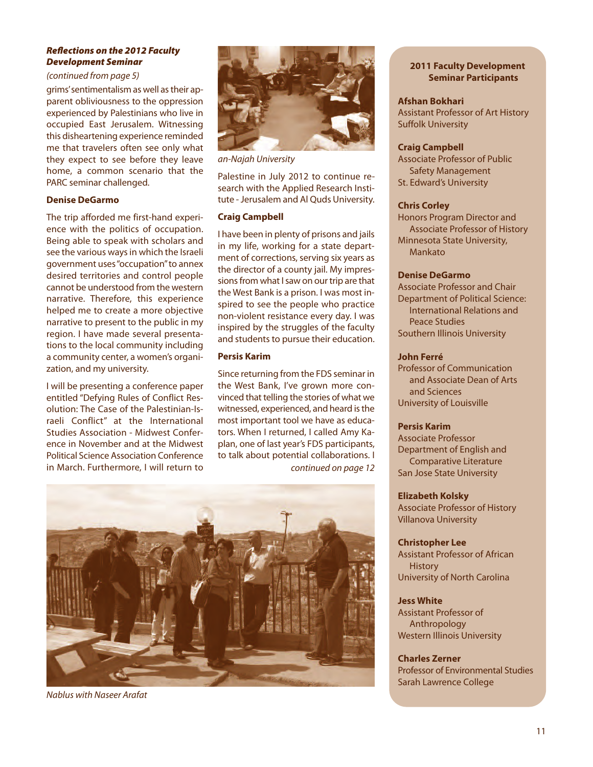### *Reflections on the 2012 Faculty Development Seminar*

*(continued from page 5)*

grims' sentimentalism as well as their apparent obliviousness to the oppression experienced by Palestinians who live in occupied East Jerusalem. Witnessing this disheartening experience reminded me that travelers often see only what they expect to see before they leave home, a common scenario that the PARC seminar challenged.

**Denise DeGarmo**

The trip afforded me first-hand experience with the politics of occupation. Being able to speak with scholars and see the various ways in which the Israeli government uses "occupation" to annex desired territories and control people cannot be understood from the western narrative. Therefore, this experience helped me to create a more objective narrative to present to the public in my region. I have made several presentations to the local community including a community center, a women's organization, and my university.

I will be presenting a conference paper entitled "Defying Rules of Conflict Resolution: The Case of the Palestinian-Israeli Conflict" at the International Studies Association - Midwest Conference in November and at the Midwest Political Science Association Conference in March. Furthermore, I will return to Palestine in July 2012 to continue research with the Applied Research Institute - Jerusalem and Al Quds University.

*an-Najah University*

**Craig Campbell**

I have been in plenty of prisons and jails in my life, working for a state department of corrections, serving six years as the director of a county jail. My impressions from what I saw on our trip are that the West Bank is a prison. I was most inspired to see the people who practice non-violent resistance every day. I was inspired by the struggles of the faculty and students to pursue their education.

**Persis Karim**

Since returning from the FDS seminar in the West Bank, I've grown more convinced that telling the stories of what we witnessed, experienced, and heard is the most important tool we have as educators. When I returned, I called Amy Kaplan, one of last year's FDS participants, to talk about potential collaborations. I

*continued on page 12*

*Nablus with Naseer Arafat*

**2011 Faculty Development Seminar Participants**

**Afshan Bokhari**
Assistant Professor of Art History
Suffolk University

**Craig Campbell**
Associate Professor of Public Safety Management
St. Edward's University

**Chris Corley**
Honors Program Director and Associate Professor of History
Minnesota State University, Mankato

**Denise DeGarmo**
Associate Professor and Chair
Department of Political Science: International Relations and Peace Studies
Southern Illinois University

**John Ferré**
Professor of Communication and Associate Dean of Arts and Sciences
University of Louisville

**Persis Karim**
Associate Professor
Department of English and Comparative Literature
San Jose State University

**Elizabeth Kolsky**
Associate Professor of History
Villanova University

**Christopher Lee**
Assistant Professor of African History
University of North Carolina

**Jess White**
Assistant Professor of Anthropology
Western Illinois University

**Charles Zerner**
Professor of Environmental Studies
Sarah Lawrence College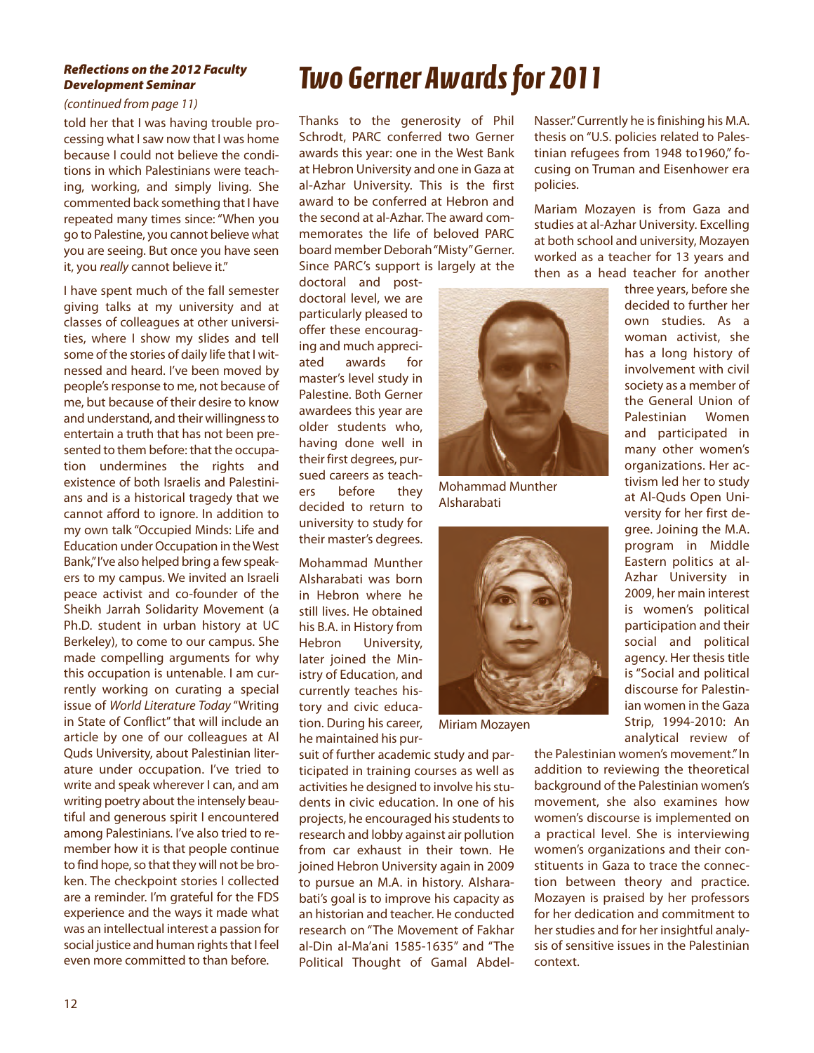***Reflections on the 2012 Faculty Development Seminar***

*(continued from page 11)*

told her that I was having trouble processing what I saw now that I was home because I could not believe the conditions in which Palestinians were teaching, working, and simply living. She commented back something that I have repeated many times since: "When you go to Palestine, you cannot believe what you are seeing. But once you have seen it, you *really* cannot believe it."

I have spent much of the fall semester giving talks at my university and at classes of colleagues at other universities, where I show my slides and tell some of the stories of daily life that I witnessed and heard. I've been moved by people's response to me, not because of me, but because of their desire to know and understand, and their willingness to entertain a truth that has not been presented to them before: that the occupation undermines the rights and existence of both Israelis and Palestinians and is a historical tragedy that we cannot afford to ignore. In addition to my own talk "Occupied Minds: Life and Education under Occupation in the West Bank," I've also helped bring a few speakers to my campus. We invited an Israeli peace activist and co-founder of the Sheikh Jarrah Solidarity Movement (a Ph.D. student in urban history at UC Berkeley), to come to our campus. She made compelling arguments for why this occupation is untenable. I am currently working on curating a special issue of *World Literature Today* "Writing in State of Conflict" that will include an article by one of our colleagues at Al Quds University, about Palestinian literature under occupation. I've tried to write and speak wherever I can, and am writing poetry about the intensely beautiful and generous spirit I encountered among Palestinians. I've also tried to remember how it is that people continue to find hope, so that they will not be broken. The checkpoint stories I collected are a reminder. I'm grateful for the FDS experience and the ways it made what was an intellectual interest a passion for social justice and human rights that I feel even more committed to than before.

# *Two Gerner Awards for 2011*

Thanks to the generosity of Phil Schrodt, PARC conferred two Gerner awards this year: one in the West Bank at Hebron University and one in Gaza at al-Azhar University. This is the first award to be conferred at Hebron and the second at al-Azhar. The award commemorates the life of beloved PARC board member Deborah "Misty" Gerner. Since PARC's support is largely at the doctoral and post-doctoral level, we are particularly pleased to offer these encouraging and much appreciated awards for master's level study in Palestine. Both Gerner awardees this year are older students who, having done well in their first degrees, pursued careers as teachers before they decided to return to university to study for their master's degrees.

Mohammad Munther Alsharabati was born in Hebron where he still lives. He obtained his B.A. in History from Hebron University, later joined the Ministry of Education, and currently teaches history and civic education. During his career, he maintained his pursuit of further academic study and participated in training courses as well as activities he designed to involve his students in civic education. In one of his projects, he encouraged his students to research and lobby against air pollution from car exhaust in their town. He joined Hebron University again in 2009 to pursue an M.A. in history. Alsharabati's goal is to improve his capacity as an historian and teacher. He conducted research on "The Movement of Fakhar al-Din al-Ma'ani 1585-1635" and "The Political Thought of Gamal Abdel-Nasser." Currently he is finishing his M.A. thesis on "U.S. policies related to Palestinian refugees from 1948 to1960," focusing on Truman and Eisenhower era policies.

Mohammad Munther Alsharabati

Miriam Mozayen

Mariam Mozayen is from Gaza and studies at al-Azhar University. Excelling at both school and university, Mozayen worked as a teacher for 13 years and then as a head teacher for another three years, before she decided to further her own studies. As a woman activist, she has a long history of involvement with civil society as a member of the General Union of Palestinian Women and participated in many other women's organizations. Her activism led her to study at Al-Quds Open University for her first degree. Joining the M.A. program in Middle Eastern politics at al-Azhar University in 2009, her main interest is women's political participation and their social and political agency. Her thesis title is "Social and political discourse for Palestinian women in the Gaza Strip, 1994-2010: An analytical review of the Palestinian women's movement." In addition to reviewing the theoretical background of the Palestinian women's movement, she also examines how women's discourse is implemented on a practical level. She is interviewing women's organizations and their constituents in Gaza to trace the connection between theory and practice. Mozayen is praised by her professors for her dedication and commitment to her studies and for her insightful analysis of sensitive issues in the Palestinian context.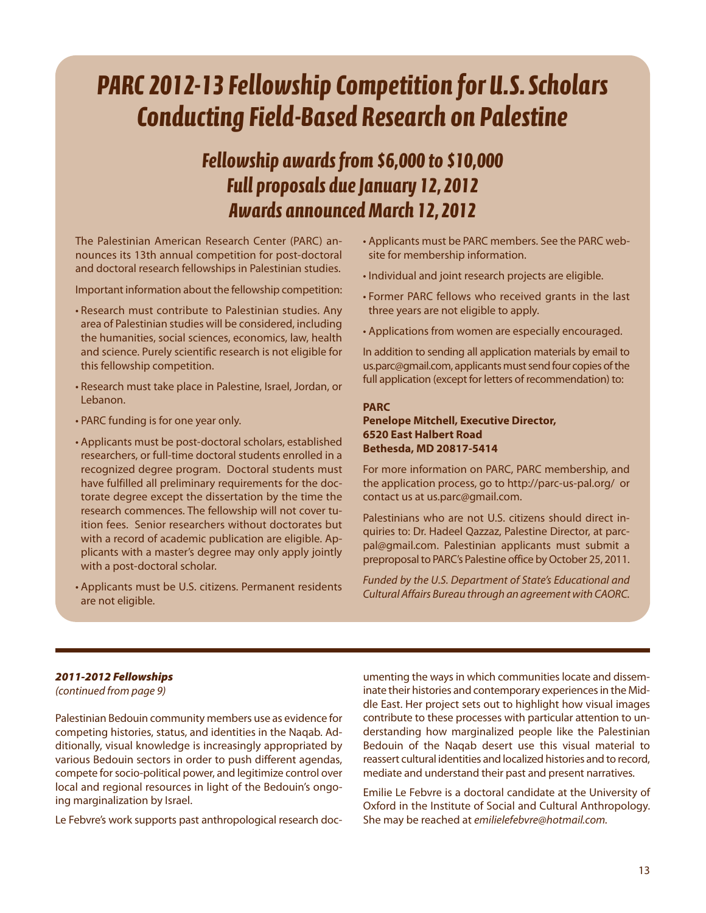# PARC 2012-13 Fellowship Competition for U.S. Scholars Conducting Field-Based Research on Palestine

## Fellowship awards from $6,000 to $10,000
## Full proposals due January 12, 2012
## Awards announced March 12, 2012

The Palestinian American Research Center (PARC) announces its 13th annual competition for post-doctoral and doctoral research fellowships in Palestinian studies.

Important information about the fellowship competition:

- Research must contribute to Palestinian studies. Any area of Palestinian studies will be considered, including the humanities, social sciences, economics, law, health and science. Purely scientific research is not eligible for this fellowship competition.
- Research must take place in Palestine, Israel, Jordan, or Lebanon.
- PARC funding is for one year only.
- Applicants must be post-doctoral scholars, established researchers, or full-time doctoral students enrolled in a recognized degree program. Doctoral students must have fulfilled all preliminary requirements for the doctorate degree except the dissertation by the time the research commences. The fellowship will not cover tuition fees. Senior researchers without doctorates but with a record of academic publication are eligible. Applicants with a master's degree may only apply jointly with a post-doctoral scholar.
- Applicants must be U.S. citizens. Permanent residents are not eligible.
- Applicants must be PARC members. See the PARC website for membership information.
- Individual and joint research projects are eligible.
- Former PARC fellows who received grants in the last three years are not eligible to apply.
- Applications from women are especially encouraged.

In addition to sending all application materials by email to us.parc@gmail.com, applicants must send four copies of the full application (except for letters of recommendation) to:

**PARC**
**Penelope Mitchell, Executive Director,**
**6520 East Halbert Road**
**Bethesda, MD 20817-5414**

For more information on PARC, PARC membership, and the application process, go to http://parc-us-pal.org/ or contact us at us.parc@gmail.com.

Palestinians who are not U.S. citizens should direct inquiries to: Dr. Hadeel Qazzaz, Palestine Director, at parcpal@gmail.com. Palestinian applicants must submit a preproposal to PARC's Palestine office by October 25, 2011.

*Funded by the U.S. Department of State's Educational and Cultural Affairs Bureau through an agreement with CAORC.*

---

***2011-2012 Fellowships***
*(continued from page 9)*

Palestinian Bedouin community members use as evidence for competing histories, status, and identities in the Naqab. Additionally, visual knowledge is increasingly appropriated by various Bedouin sectors in order to push different agendas, compete for socio-political power, and legitimize control over local and regional resources in light of the Bedouin's ongoing marginalization by Israel.

Le Febvre's work supports past anthropological research documenting the ways in which communities locate and disseminate their histories and contemporary experiences in the Middle East. Her project sets out to highlight how visual images contribute to these processes with particular attention to understanding how marginalized people like the Palestinian Bedouin of the Naqab desert use this visual material to reassert cultural identities and localized histories and to record, mediate and understand their past and present narratives.

Emilie Le Febvre is a doctoral candidate at the University of Oxford in the Institute of Social and Cultural Anthropology. She may be reached at *emilielefebvre@hotmail.com.*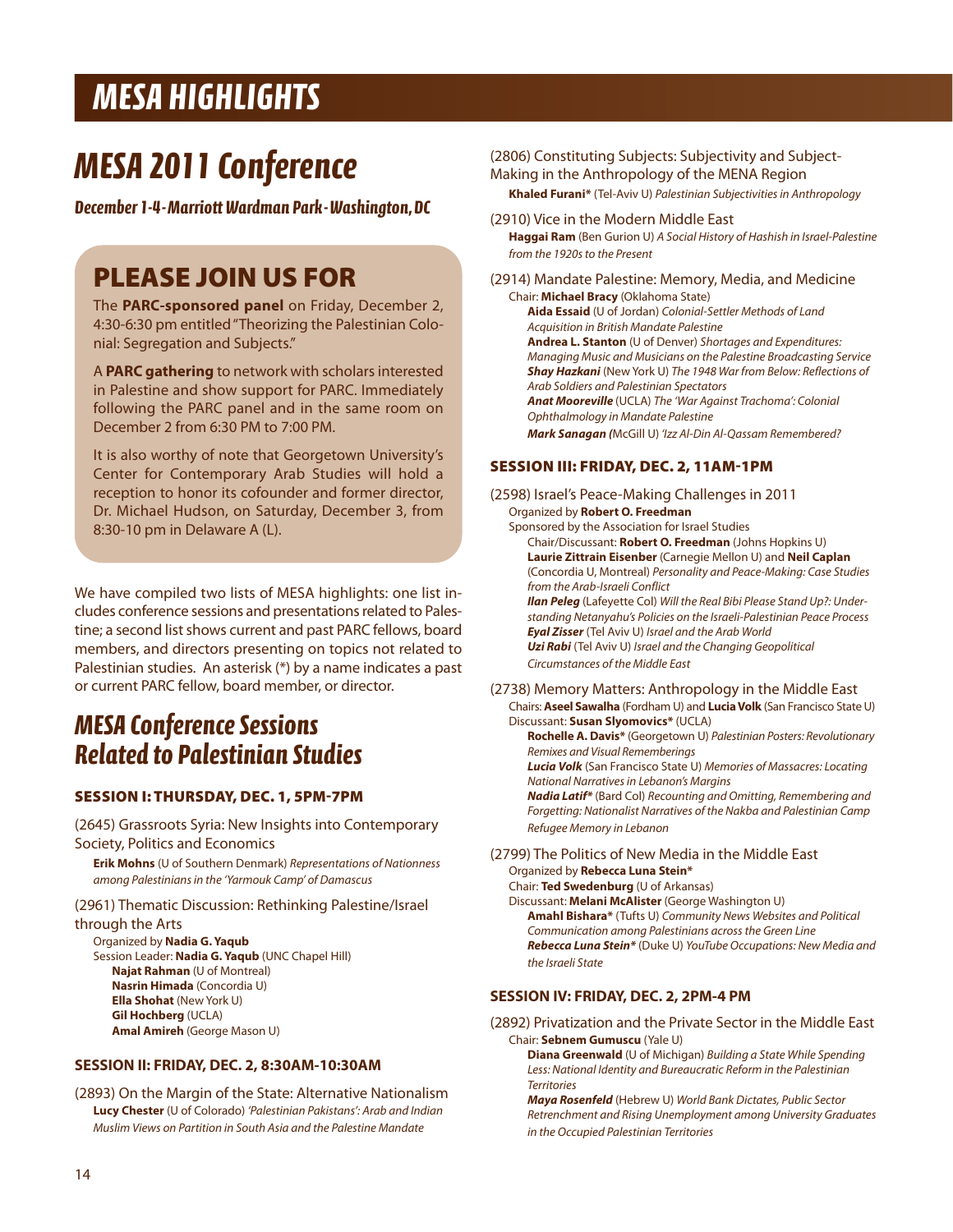# MESA HIGHLIGHTS

# MESA 2011 Conference

***December 1-4 - Marriott Wardman Park - Washington, DC***

## PLEASE JOIN US FOR

The **PARC-sponsored panel** on Friday, December 2, 4:30-6:30 pm entitled "Theorizing the Palestinian Colonial: Segregation and Subjects."

A **PARC gathering** to network with scholars interested in Palestine and show support for PARC. Immediately following the PARC panel and in the same room on December 2 from 6:30 PM to 7:00 PM.

It is also worthy of note that Georgetown University's Center for Contemporary Arab Studies will hold a reception to honor its cofounder and former director, Dr. Michael Hudson, on Saturday, December 3, from 8:30-10 pm in Delaware A (L).

We have compiled two lists of MESA highlights: one list includes conference sessions and presentations related to Palestine; a second list shows current and past PARC fellows, board members, and directors presenting on topics not related to Palestinian studies. An asterisk (*) by a name indicates a past or current PARC fellow, board member, or director.

## MESA Conference Sessions Related to Palestinian Studies

### SESSION I: THURSDAY, DEC. 1, 5PM-7PM

(2645) Grassroots Syria: New Insights into Contemporary Society, Politics and Economics

**Erik Mohns** (U of Southern Denmark) *Representations of Nationness among Palestinians in the 'Yarmouk Camp' of Damascus*

(2961) Thematic Discussion: Rethinking Palestine/Israel through the Arts

Organized by **Nadia G. Yaqub**
Session Leader: **Nadia G. Yaqub** (UNC Chapel Hill)
**Najat Rahman** (U of Montreal)
**Nasrin Himada** (Concordia U)
**Ella Shohat** (New York U)
**Gil Hochberg** (UCLA)
**Amal Amireh** (George Mason U)

### SESSION II: FRIDAY, DEC. 2, 8:30AM-10:30AM

(2893) On the Margin of the State: Alternative Nationalism

**Lucy Chester** (U of Colorado) *'Palestinian Pakistans': Arab and Indian Muslim Views on Partition in South Asia and the Palestine Mandate*

(2806) Constituting Subjects: Subjectivity and Subject-Making in the Anthropology of the MENA Region

**Khaled Furani*** (Tel-Aviv U) *Palestinian Subjectivities in Anthropology*

(2910) Vice in the Modern Middle East

**Haggai Ram** (Ben Gurion U) *A Social History of Hashish in Israel-Palestine from the 1920s to the Present*

(2914) Mandate Palestine: Memory, Media, and Medicine

Chair: **Michael Bracy** (Oklahoma State)
**Aida Essaid** (U of Jordan) *Colonial-Settler Methods of Land Acquisition in British Mandate Palestine*
**Andrea L. Stanton** (U of Denver) *Shortages and Expenditures: Managing Music and Musicians on the Palestine Broadcasting Service*
***Shay Hazkani*** (New York U) *The 1948 War from Below: Reflections of Arab Soldiers and Palestinian Spectators*
***Anat Mooreville*** (UCLA) *The 'War Against Trachoma': Colonial Ophthalmology in Mandate Palestine*
***Mark Sanagan (****McGill U) *'Izz Al-Din Al-Qassam Remembered?*

### SESSION III: FRIDAY, DEC. 2, 11AM-1PM

(2598) Israel's Peace-Making Challenges in 2011

Organized by **Robert O. Freedman**
Sponsored by the Association for Israel Studies
Chair/Discussant: **Robert O. Freedman** (Johns Hopkins U)
**Laurie Zittrain Eisenber** (Carnegie Mellon U) and **Neil Caplan** (Concordia U, Montreal) *Personality and Peace-Making: Case Studies from the Arab-Israeli Conflict*
***Ilan Peleg*** (Lafeyette Col) *Will the Real Bibi Please Stand Up?: Understanding Netanyahu's Policies on the Israeli-Palestinian Peace Process*
***Eyal Zisser*** (Tel Aviv U) *Israel and the Arab World*
***Uzi Rabi*** (Tel Aviv U) *Israel and the Changing Geopolitical Circumstances of the Middle East*

(2738) Memory Matters: Anthropology in the Middle East

Chairs: **Aseel Sawalha** (Fordham U) and **Lucia Volk** (San Francisco State U)
Discussant: **Susan Slyomovics*** (UCLA)
**Rochelle A. Davis*** (Georgetown U) *Palestinian Posters: Revolutionary Remixes and Visual Rememberings*
***Lucia Volk*** (San Francisco State U) *Memories of Massacres: Locating National Narratives in Lebanon's Margins*
***Nadia Latif**** (Bard Col) *Recounting and Omitting, Remembering and Forgetting: Nationalist Narratives of the Nakba and Palestinian Camp Refugee Memory in Lebanon*

(2799) The Politics of New Media in the Middle East

Organized by **Rebecca Luna Stein***
Chair: **Ted Swedenburg** (U of Arkansas)
Discussant: **Melani McAlister** (George Washington U)
**Amahl Bishara*** (Tufts U) *Community News Websites and Political Communication among Palestinians across the Green Line*
***Rebecca Luna Stein**** (Duke U) *YouTube Occupations: New Media and the Israeli State*

### SESSION IV: FRIDAY, DEC. 2, 2PM-4 PM

(2892) Privatization and the Private Sector in the Middle East

Chair: **Sebnem Gumuscu** (Yale U)
**Diana Greenwald** (U of Michigan) *Building a State While Spending Less: National Identity and Bureaucratic Reform in the Palestinian Territories*
***Maya Rosenfeld*** (Hebrew U) *World Bank Dictates, Public Sector Retrenchment and Rising Unemployment among University Graduates in the Occupied Palestinian Territories*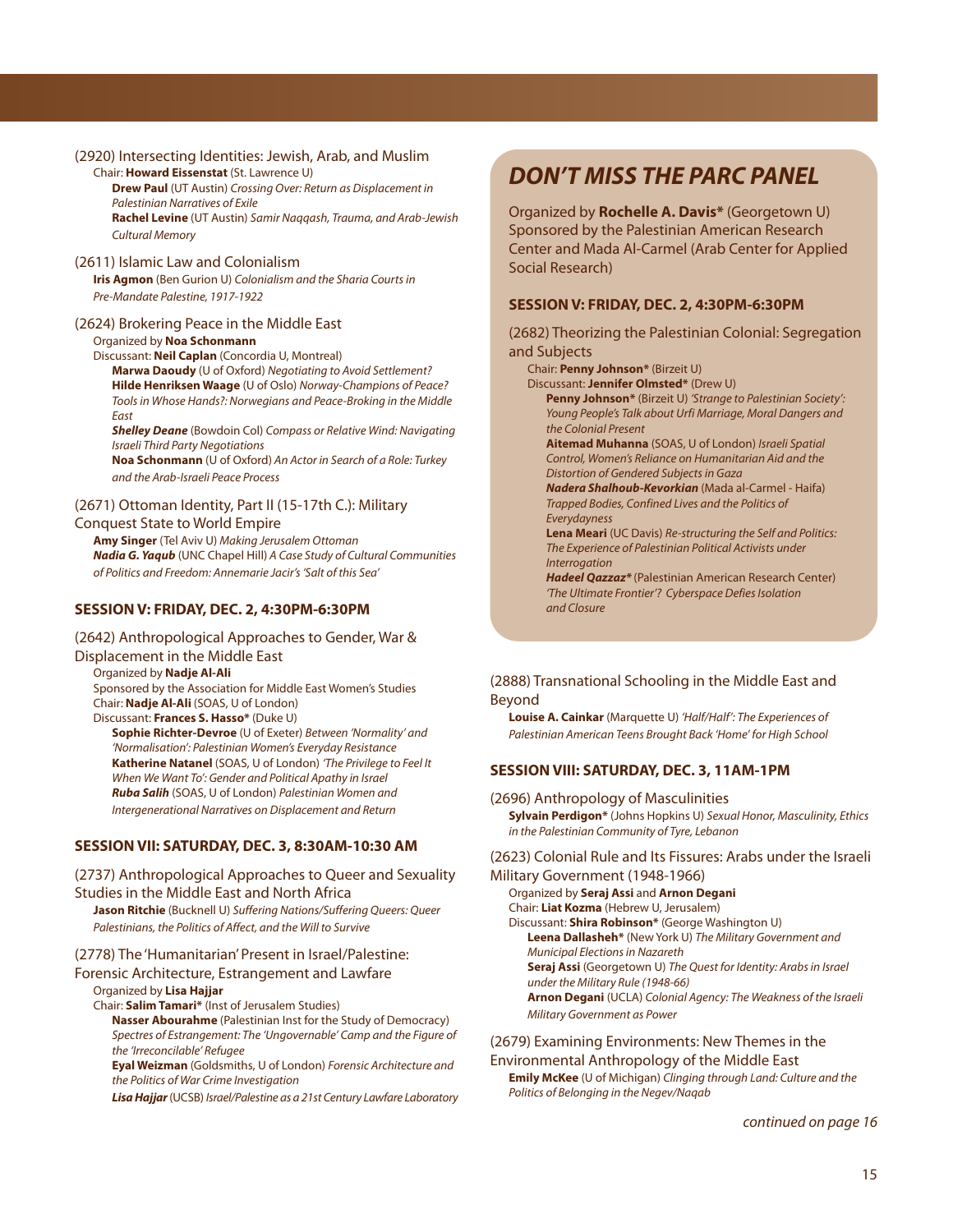(2920) Intersecting Identities: Jewish, Arab, and Muslim

Chair: **Howard Eissenstat** (St. Lawrence U)

**Drew Paul** (UT Austin) *Crossing Over: Return as Displacement in Palestinian Narratives of Exile*

**Rachel Levine** (UT Austin) *Samir Naqqash, Trauma, and Arab-Jewish Cultural Memory*

(2611) Islamic Law and Colonialism

**Iris Agmon** (Ben Gurion U) *Colonialism and the Sharia Courts in Pre-Mandate Palestine, 1917-1922*

(2624) Brokering Peace in the Middle East

Organized by **Noa Schonmann**

Discussant: **Neil Caplan** (Concordia U, Montreal)

**Marwa Daoudy** (U of Oxford) *Negotiating to Avoid Settlement?*

**Hilde Henriksen Waage** (U of Oslo) *Norway-Champions of Peace? Tools in Whose Hands?: Norwegians and Peace-Broking in the Middle East*

***Shelley Deane*** (Bowdoin Col) *Compass or Relative Wind: Navigating Israeli Third Party Negotiations*

**Noa Schonmann** (U of Oxford) *An Actor in Search of a Role: Turkey and the Arab-Israeli Peace Process*

(2671) Ottoman Identity, Part II (15-17th C.): Military Conquest State to World Empire

**Amy Singer** (Tel Aviv U) *Making Jerusalem Ottoman*

***Nadia G. Yaqub*** (UNC Chapel Hill) *A Case Study of Cultural Communities of Politics and Freedom: Annemarie Jacir's 'Salt of this Sea'*

### SESSION V: FRIDAY, DEC. 2, 4:30PM-6:30PM

(2642) Anthropological Approaches to Gender, War & Displacement in the Middle East

Organized by **Nadje Al-Ali**

Sponsored by the Association for Middle East Women's Studies

Chair: **Nadje Al-Ali** (SOAS, U of London)

Discussant: **Frances S. Hasso*** (Duke U)

**Sophie Richter-Devroe** (U of Exeter) *Between 'Normality' and 'Normalisation': Palestinian Women's Everyday Resistance*

**Katherine Natanel** (SOAS, U of London) *'The Privilege to Feel It When We Want To': Gender and Political Apathy in Israel*

***Ruba Salih*** (SOAS, U of London) *Palestinian Women and Intergenerational Narratives on Displacement and Return*

### SESSION VII: SATURDAY, DEC. 3, 8:30AM-10:30 AM

(2737) Anthropological Approaches to Queer and Sexuality Studies in the Middle East and North Africa

**Jason Ritchie** (Bucknell U) *Suffering Nations/Suffering Queers: Queer Palestinians, the Politics of Affect, and the Will to Survive*

(2778) The 'Humanitarian' Present in Israel/Palestine: Forensic Architecture, Estrangement and Lawfare

Organized by **Lisa Hajjar**

Chair: **Salim Tamari*** (Inst of Jerusalem Studies)

**Nasser Abourahme** (Palestinian Inst for the Study of Democracy) *Spectres of Estrangement: The 'Ungovernable' Camp and the Figure of the 'Irreconcilable' Refugee*

**Eyal Weizman** (Goldsmiths, U of London) *Forensic Architecture and the Politics of War Crime Investigation*

***Lisa Hajjar*** (UCSB) *Israel/Palestine as a 21st Century Lawfare Laboratory*

## DON'T MISS THE PARC PANEL

Organized by **Rochelle A. Davis*** (Georgetown U)
Sponsored by the Palestinian American Research Center and Mada Al-Carmel (Arab Center for Applied Social Research)

### SESSION V: FRIDAY, DEC. 2, 4:30PM-6:30PM

(2682) Theorizing the Palestinian Colonial: Segregation and Subjects

Chair: **Penny Johnson*** (Birzeit U)

Discussant: **Jennifer Olmsted*** (Drew U)

**Penny Johnson*** (Birzeit U) *'Strange to Palestinian Society': Young People's Talk about Urfi Marriage, Moral Dangers and the Colonial Present*

**Aitemad Muhanna** (SOAS, U of London) *Israeli Spatial Control, Women's Reliance on Humanitarian Aid and the Distortion of Gendered Subjects in Gaza*

***Nadera Shalhoub-Kevorkian*** (Mada al-Carmel - Haifa) *Trapped Bodies, Confined Lives and the Politics of Everydayness*

**Lena Meari** (UC Davis) *Re-structuring the Self and Politics: The Experience of Palestinian Political Activists under Interrogation*

***Hadeel Qazzaz**** (Palestinian American Research Center) *'The Ultimate Frontier'? Cyberspace Defies Isolation and Closure*

(2888) Transnational Schooling in the Middle East and Beyond

**Louise A. Cainkar** (Marquette U) *'Half/Half': The Experiences of Palestinian American Teens Brought Back 'Home' for High School*

### SESSION VIII: SATURDAY, DEC. 3, 11AM-1PM

(2696) Anthropology of Masculinities

**Sylvain Perdigon*** (Johns Hopkins U) *Sexual Honor, Masculinity, Ethics in the Palestinian Community of Tyre, Lebanon*

(2623) Colonial Rule and Its Fissures: Arabs under the Israeli Military Government (1948-1966)

Organized by **Seraj Assi** and **Arnon Degani**

Chair: **Liat Kozma** (Hebrew U, Jerusalem)

Discussant: **Shira Robinson*** (George Washington U)

**Leena Dallasheh*** (New York U) *The Military Government and Municipal Elections in Nazareth*

**Seraj Assi** (Georgetown U) *The Quest for Identity: Arabs in Israel under the Military Rule (1948-66)*

**Arnon Degani** (UCLA) *Colonial Agency: The Weakness of the Israeli Military Government as Power*

(2679) Examining Environments: New Themes in the Environmental Anthropology of the Middle East

**Emily McKee** (U of Michigan) *Clinging through Land: Culture and the Politics of Belonging in the Negev/Naqab*

*continued on page 16*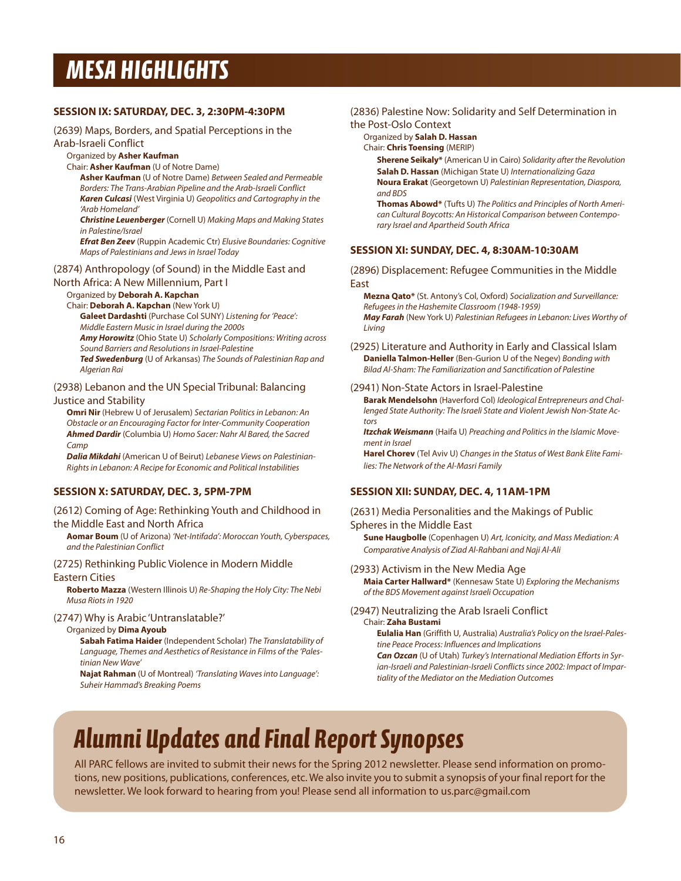# MESA HIGHLIGHTS

### SESSION IX: SATURDAY, DEC. 3, 2:30PM-4:30PM

(2639) Maps, Borders, and Spatial Perceptions in the Arab-Israeli Conflict

Organized by **Asher Kaufman**
Chair: **Asher Kaufman** (U of Notre Dame)

**Asher Kaufman** (U of Notre Dame) *Between Sealed and Permeable Borders: The Trans-Arabian Pipeline and the Arab-Israeli Conflict*
***Karen Culcasi*** (West Virginia U) *Geopolitics and Cartography in the 'Arab Homeland'*
***Christine Leuenberger*** (Cornell U) *Making Maps and Making States in Palestine/Israel*
***Efrat Ben Zeev*** (Ruppin Academic Ctr) *Elusive Boundaries: Cognitive Maps of Palestinians and Jews in Israel Today*

(2874) Anthropology (of Sound) in the Middle East and North Africa: A New Millennium, Part I

Organized by **Deborah A. Kapchan**
Chair: **Deborah A. Kapchan** (New York U)

**Galeet Dardashti** (Purchase Col SUNY) *Listening for 'Peace': Middle Eastern Music in Israel during the 2000s*
***Amy Horowitz*** (Ohio State U) *Scholarly Compositions: Writing across Sound Barriers and Resolutions in Israel-Palestine*
***Ted Swedenburg*** (U of Arkansas) *The Sounds of Palestinian Rap and Algerian Rai*

(2938) Lebanon and the UN Special Tribunal: Balancing Justice and Stability

**Omri Nir** (Hebrew U of Jerusalem) *Sectarian Politics in Lebanon: An Obstacle or an Encouraging Factor for Inter-Community Cooperation*
***Ahmed Dardir*** (Columbia U) *Homo Sacer: Nahr Al Bared, the Sacred Camp*
***Dalia Mikdahi*** (American U of Beirut) *Lebanese Views on Palestinian-Rights in Lebanon: A Recipe for Economic and Political Instabilities*

### SESSION X: SATURDAY, DEC. 3, 5PM-7PM

(2612) Coming of Age: Rethinking Youth and Childhood in the Middle East and North Africa

**Aomar Boum** (U of Arizona) *'Net-Intifada': Moroccan Youth, Cyberspaces, and the Palestinian Conflict*

(2725) Rethinking Public Violence in Modern Middle Eastern Cities

**Roberto Mazza** (Western Illinois U) *Re-Shaping the Holy City: The Nebi Musa Riots in 1920*

(2747) Why is Arabic 'Untranslatable?'

Organized by **Dima Ayoub**

**Sabah Fatima Haider** (Independent Scholar) *The Translatability of Language, Themes and Aesthetics of Resistance in Films of the 'Palestinian New Wave'*
**Najat Rahman** (U of Montreal) *'Translating Waves into Language': Suheir Hammad's Breaking Poems*

(2836) Palestine Now: Solidarity and Self Determination in the Post-Oslo Context

Organized by **Salah D. Hassan**
Chair: **Chris Toensing** (MERIP)

**Sherene Seikaly*** (American U in Cairo) *Solidarity after the Revolution*
**Salah D. Hassan** (Michigan State U) *Internationalizing Gaza*
**Noura Erakat** (Georgetown U) *Palestinian Representation, Diaspora, and BDS*
**Thomas Abowd*** (Tufts U) *The Politics and Principles of North American Cultural Boycotts: An Historical Comparison between Contemporary Israel and Apartheid South Africa*

### SESSION XI: SUNDAY, DEC. 4, 8:30AM-10:30AM

(2896) Displacement: Refugee Communities in the Middle East

**Mezna Qato*** (St. Antony's Col, Oxford) *Socialization and Surveillance: Refugees in the Hashemite Classroom (1948-1959)*
***May Farah*** (New York U) *Palestinian Refugees in Lebanon: Lives Worthy of Living*

(2925) Literature and Authority in Early and Classical Islam

**Daniella Talmon-Heller** (Ben-Gurion U of the Negev) *Bonding with Bilad Al-Sham: The Familiarization and Sanctification of Palestine*

(2941) Non-State Actors in Israel-Palestine

**Barak Mendelsohn** (Haverford Col) *Ideological Entrepreneurs and Challenged State Authority: The Israeli State and Violent Jewish Non-State Actors*
***Itzchak Weismann*** (Haifa U) *Preaching and Politics in the Islamic Movement in Israel*
**Harel Chorev** (Tel Aviv U) *Changes in the Status of West Bank Elite Families: The Network of the Al-Masri Family*

### SESSION XII: SUNDAY, DEC. 4, 11AM-1PM

(2631) Media Personalities and the Makings of Public Spheres in the Middle East

**Sune Haugbolle** (Copenhagen U) *Art, Iconicity, and Mass Mediation: A Comparative Analysis of Ziad Al-Rahbani and Naji Al-Ali*

(2933) Activism in the New Media Age

**Maia Carter Hallward*** (Kennesaw State U) *Exploring the Mechanisms of the BDS Movement against Israeli Occupation*

(2947) Neutralizing the Arab Israeli Conflict

Chair: **Zaha Bustami**

**Eulalia Han** (Griffith U, Australia) *Australia's Policy on the Israel-Palestine Peace Process: Influences and Implications*
***Can Ozcan*** (U of Utah) *Turkey's International Mediation Efforts in Syrian-Israeli and Palestinian-Israeli Conflicts since 2002: Impact of Impartiality of the Mediator on the Mediation Outcomes*

# Alumni Updates and Final Report Synopses

All PARC fellows are invited to submit their news for the Spring 2012 newsletter. Please send information on promotions, new positions, publications, conferences, etc. We also invite you to submit a synopsis of your final report for the newsletter. We look forward to hearing from you! Please send all information to us.parc@gmail.com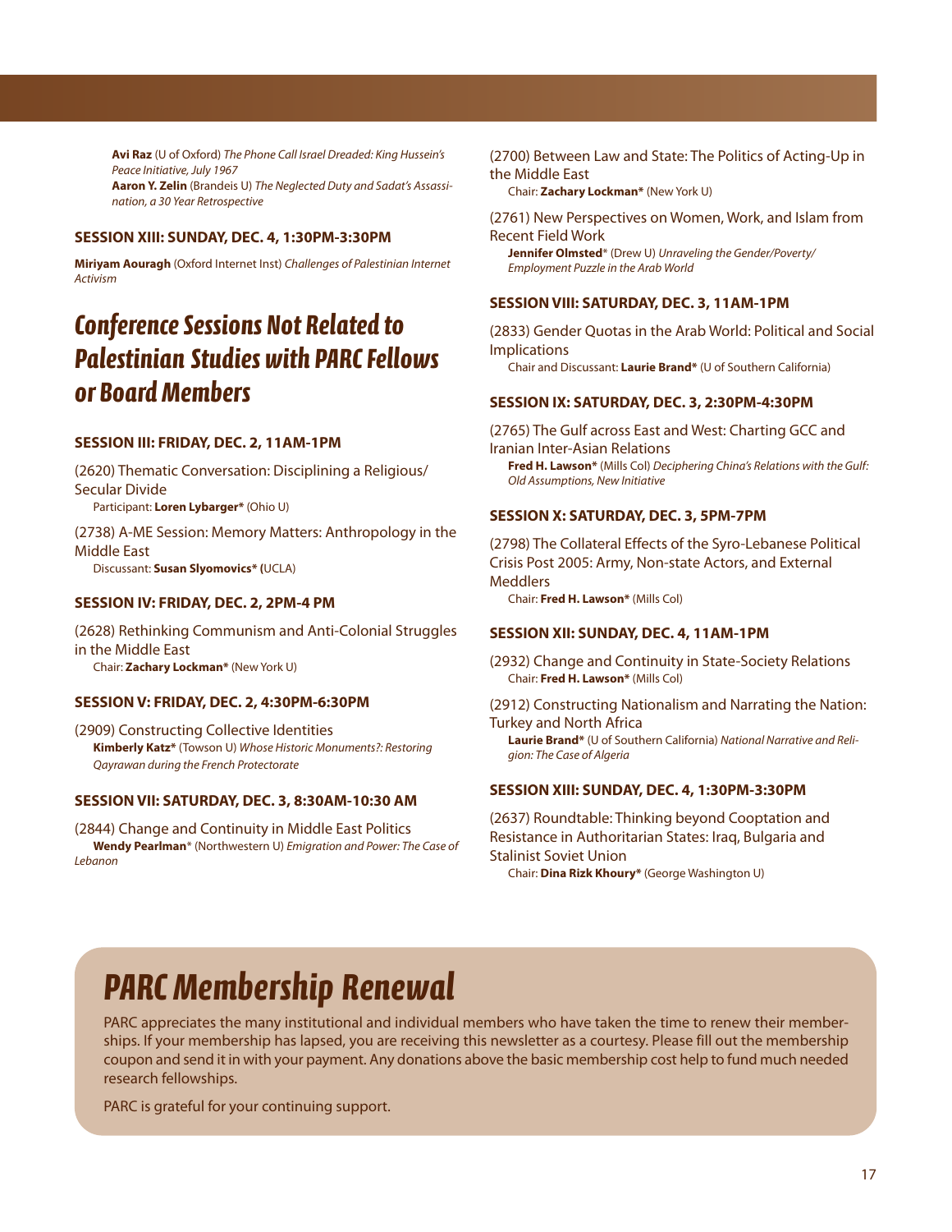**Avi Raz** (U of Oxford) *The Phone Call Israel Dreaded: King Hussein's Peace Initiative, July 1967*
**Aaron Y. Zelin** (Brandeis U) *The Neglected Duty and Sadat's Assassination, a 30 Year Retrospective*

**SESSION XIII: SUNDAY, DEC. 4, 1:30PM-3:30PM**

**Miriyam Aouragh** (Oxford Internet Inst) *Challenges of Palestinian Internet Activism*

# Conference Sessions Not Related to Palestinian Studies with PARC Fellows or Board Members

**SESSION III: FRIDAY, DEC. 2, 11AM-1PM**

(2620) Thematic Conversation: Disciplining a Religious/ Secular Divide
Participant: **Loren Lybarger*** (Ohio U)

(2738) A-ME Session: Memory Matters: Anthropology in the Middle East
Discussant: **Susan Slyomovics* (**UCLA)

**SESSION IV: FRIDAY, DEC. 2, 2PM-4 PM**

(2628) Rethinking Communism and Anti-Colonial Struggles in the Middle East
Chair: **Zachary Lockman*** (New York U)

**SESSION V: FRIDAY, DEC. 2, 4:30PM-6:30PM**

(2909) Constructing Collective Identities
**Kimberly Katz*** (Towson U) *Whose Historic Monuments?: Restoring Qayrawan during the French Protectorate*

**SESSION VII: SATURDAY, DEC. 3, 8:30AM-10:30 AM**

(2844) Change and Continuity in Middle East Politics
**Wendy Pearlman*** (Northwestern U) *Emigration and Power: The Case of Lebanon*

(2700) Between Law and State: The Politics of Acting-Up in the Middle East
Chair: **Zachary Lockman*** (New York U)

(2761) New Perspectives on Women, Work, and Islam from Recent Field Work
**Jennifer Olmsted*** (Drew U) *Unraveling the Gender/Poverty/ Employment Puzzle in the Arab World*

**SESSION VIII: SATURDAY, DEC. 3, 11AM-1PM**

(2833) Gender Quotas in the Arab World: Political and Social Implications
Chair and Discussant: **Laurie Brand*** (U of Southern California)

**SESSION IX: SATURDAY, DEC. 3, 2:30PM-4:30PM**

(2765) The Gulf across East and West: Charting GCC and Iranian Inter-Asian Relations
**Fred H. Lawson*** (Mills Col) *Deciphering China's Relations with the Gulf: Old Assumptions, New Initiative*

**SESSION X: SATURDAY, DEC. 3, 5PM-7PM**

(2798) The Collateral Effects of the Syro-Lebanese Political Crisis Post 2005: Army, Non-state Actors, and External Meddlers
Chair: **Fred H. Lawson*** (Mills Col)

**SESSION XII: SUNDAY, DEC. 4, 11AM-1PM**

(2932) Change and Continuity in State-Society Relations
Chair: **Fred H. Lawson*** (Mills Col)

(2912) Constructing Nationalism and Narrating the Nation: Turkey and North Africa
**Laurie Brand*** (U of Southern California) *National Narrative and Religion: The Case of Algeria*

**SESSION XIII: SUNDAY, DEC. 4, 1:30PM-3:30PM**

(2637) Roundtable: Thinking beyond Cooptation and Resistance in Authoritarian States: Iraq, Bulgaria and Stalinist Soviet Union
Chair: **Dina Rizk Khoury*** (George Washington U)

# PARC Membership Renewal

PARC appreciates the many institutional and individual members who have taken the time to renew their memberships. If your membership has lapsed, you are receiving this newsletter as a courtesy. Please fill out the membership coupon and send it in with your payment. Any donations above the basic membership cost help to fund much needed research fellowships.

PARC is grateful for your continuing support.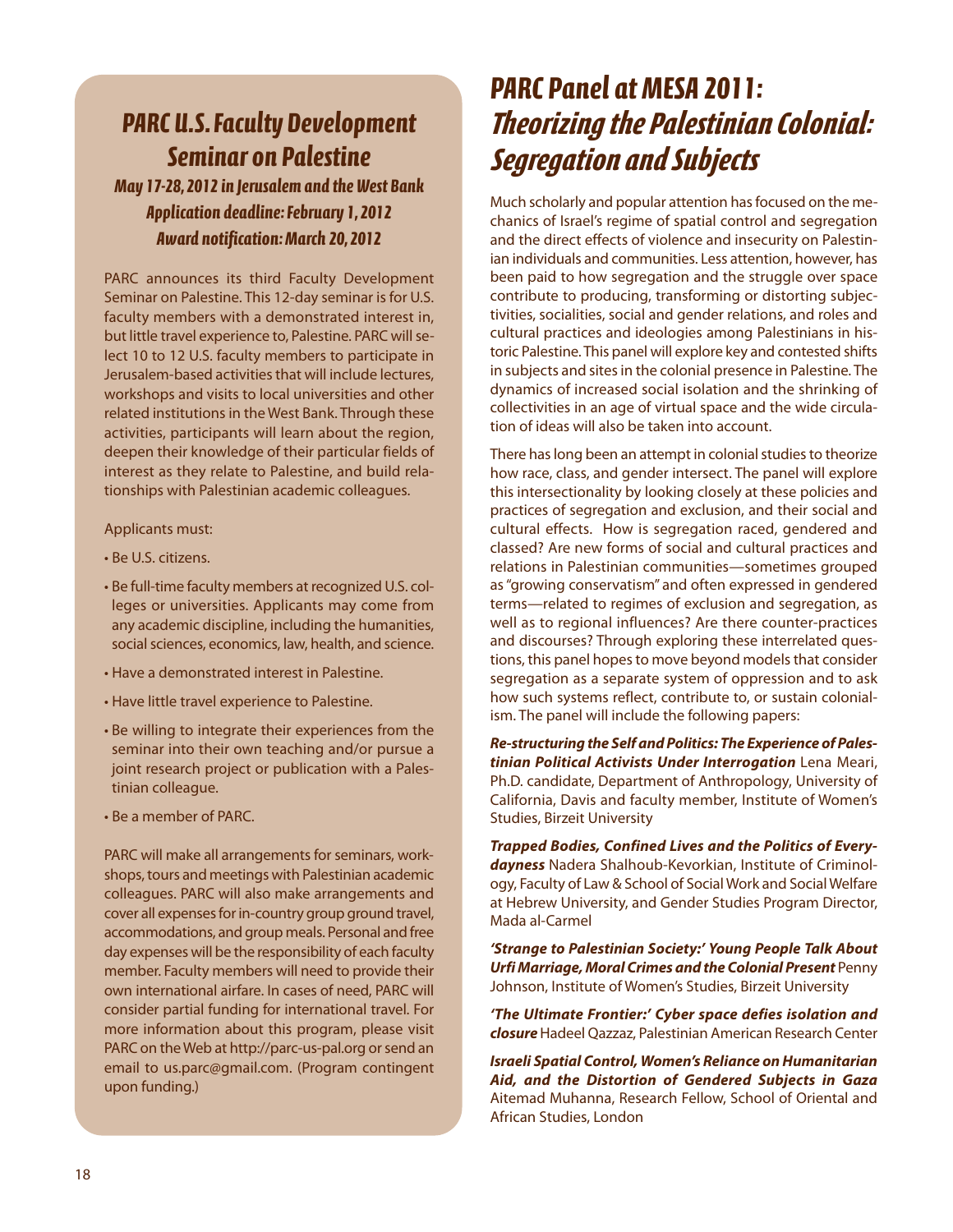## *PARC U.S. Faculty Development Seminar on Palestine*

### *May 17-28, 2012 in Jerusalem and the West Bank*
### *Application deadline: February 1, 2012*
### *Award notification: March 20, 2012*

PARC announces its third Faculty Development Seminar on Palestine. This 12-day seminar is for U.S. faculty members with a demonstrated interest in, but little travel experience to, Palestine. PARC will select 10 to 12 U.S. faculty members to participate in Jerusalem-based activities that will include lectures, workshops and visits to local universities and other related institutions in the West Bank. Through these activities, participants will learn about the region, deepen their knowledge of their particular fields of interest as they relate to Palestine, and build relationships with Palestinian academic colleagues.

Applicants must:

- Be U.S. citizens.
- Be full-time faculty members at recognized U.S. colleges or universities. Applicants may come from any academic discipline, including the humanities, social sciences, economics, law, health, and science.
- Have a demonstrated interest in Palestine.
- Have little travel experience to Palestine.
- Be willing to integrate their experiences from the seminar into their own teaching and/or pursue a joint research project or publication with a Palestinian colleague.
- Be a member of PARC.

PARC will make all arrangements for seminars, workshops, tours and meetings with Palestinian academic colleagues. PARC will also make arrangements and cover all expenses for in-country group ground travel, accommodations, and group meals. Personal and free day expenses will be the responsibility of each faculty member. Faculty members will need to provide their own international airfare. In cases of need, PARC will consider partial funding for international travel. For more information about this program, please visit PARC on the Web at http://parc-us-pal.org or send an email to us.parc@gmail.com. (Program contingent upon funding.)

# PARC Panel at MESA 2011: *Theorizing the Palestinian Colonial: Segregation and Subjects*

Much scholarly and popular attention has focused on the mechanics of Israel's regime of spatial control and segregation and the direct effects of violence and insecurity on Palestinian individuals and communities. Less attention, however, has been paid to how segregation and the struggle over space contribute to producing, transforming or distorting subjectivities, socialities, social and gender relations, and roles and cultural practices and ideologies among Palestinians in historic Palestine. This panel will explore key and contested shifts in subjects and sites in the colonial presence in Palestine. The dynamics of increased social isolation and the shrinking of collectivities in an age of virtual space and the wide circulation of ideas will also be taken into account.

There has long been an attempt in colonial studies to theorize how race, class, and gender intersect. The panel will explore this intersectionality by looking closely at these policies and practices of segregation and exclusion, and their social and cultural effects. How is segregation raced, gendered and classed? Are new forms of social and cultural practices and relations in Palestinian communities—sometimes grouped as "growing conservatism" and often expressed in gendered terms—related to regimes of exclusion and segregation, as well as to regional influences? Are there counter-practices and discourses? Through exploring these interrelated questions, this panel hopes to move beyond models that consider segregation as a separate system of oppression and to ask how such systems reflect, contribute to, or sustain colonialism. The panel will include the following papers:

***Re-structuring the Self and Politics: The Experience of Palestinian Political Activists Under Interrogation*** Lena Meari, Ph.D. candidate, Department of Anthropology, University of California, Davis and faculty member, Institute of Women's Studies, Birzeit University

***Trapped Bodies, Confined Lives and the Politics of Everydayness*** Nadera Shalhoub-Kevorkian, Institute of Criminology, Faculty of Law & School of Social Work and Social Welfare at Hebrew University, and Gender Studies Program Director, Mada al-Carmel

***'Strange to Palestinian Society:' Young People Talk About Urfi Marriage, Moral Crimes and the Colonial Present*** Penny Johnson, Institute of Women's Studies, Birzeit University

***'The Ultimate Frontier:' Cyber space defies isolation and closure*** Hadeel Qazzaz, Palestinian American Research Center

***Israeli Spatial Control, Women's Reliance on Humanitarian Aid, and the Distortion of Gendered Subjects in Gaza*** Aitemad Muhanna, Research Fellow, School of Oriental and African Studies, London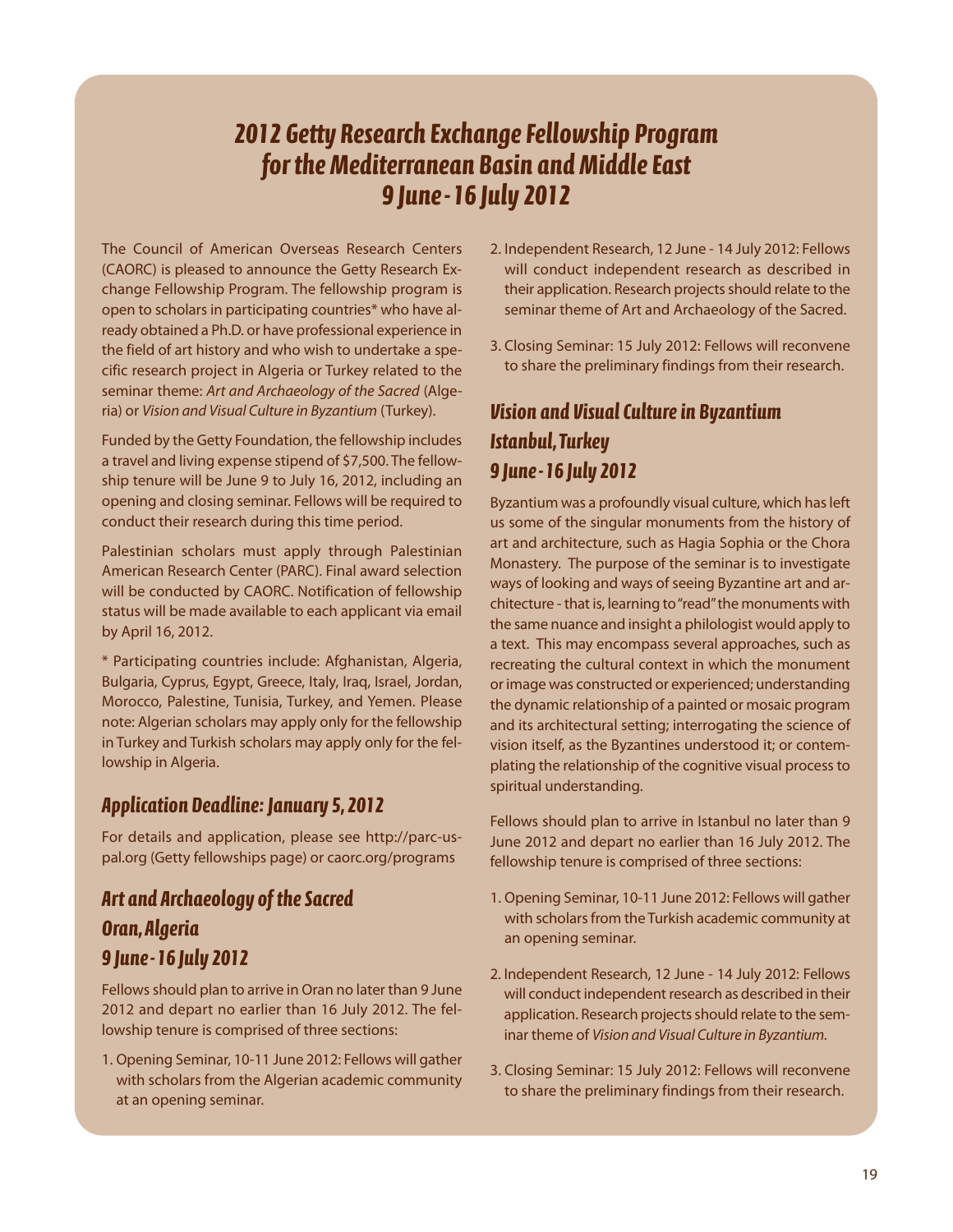# *2012 Getty Research Exchange Fellowship Program for the Mediterranean Basin and Middle East 9 June - 16 July 2012*

The Council of American Overseas Research Centers (CAORC) is pleased to announce the Getty Research Exchange Fellowship Program. The fellowship program is open to scholars in participating countries* who have already obtained a Ph.D. or have professional experience in the field of art history and who wish to undertake a specific research project in Algeria or Turkey related to the seminar theme: *Art and Archaeology of the Sacred* (Algeria) or *Vision and Visual Culture in Byzantium* (Turkey).

Funded by the Getty Foundation, the fellowship includes a travel and living expense stipend of $7,500. The fellowship tenure will be June 9 to July 16, 2012, including an opening and closing seminar. Fellows will be required to conduct their research during this time period.

Palestinian scholars must apply through Palestinian American Research Center (PARC). Final award selection will be conducted by CAORC. Notification of fellowship status will be made available to each applicant via email by April 16, 2012.

* Participating countries include: Afghanistan, Algeria, Bulgaria, Cyprus, Egypt, Greece, Italy, Iraq, Israel, Jordan, Morocco, Palestine, Tunisia, Turkey, and Yemen. Please note: Algerian scholars may apply only for the fellowship in Turkey and Turkish scholars may apply only for the fellowship in Algeria.

## *Application Deadline: January 5, 2012*

For details and application, please see http://parc-us-pal.org (Getty fellowships page) or caorc.org/programs

## *Art and Archaeology of the Sacred Oran, Algeria 9 June - 16 July 2012*

Fellows should plan to arrive in Oran no later than 9 June 2012 and depart no earlier than 16 July 2012. The fellowship tenure is comprised of three sections:

1. Opening Seminar, 10-11 June 2012: Fellows will gather with scholars from the Algerian academic community at an opening seminar.
2. Independent Research, 12 June - 14 July 2012: Fellows will conduct independent research as described in their application. Research projects should relate to the seminar theme of Art and Archaeology of the Sacred.
3. Closing Seminar: 15 July 2012: Fellows will reconvene to share the preliminary findings from their research.

## *Vision and Visual Culture in Byzantium Istanbul, Turkey 9 June - 16 July 2012*

Byzantium was a profoundly visual culture, which has left us some of the singular monuments from the history of art and architecture, such as Hagia Sophia or the Chora Monastery. The purpose of the seminar is to investigate ways of looking and ways of seeing Byzantine art and architecture - that is, learning to "read" the monuments with the same nuance and insight a philologist would apply to a text. This may encompass several approaches, such as recreating the cultural context in which the monument or image was constructed or experienced; understanding the dynamic relationship of a painted or mosaic program and its architectural setting; interrogating the science of vision itself, as the Byzantines understood it; or contemplating the relationship of the cognitive visual process to spiritual understanding.

Fellows should plan to arrive in Istanbul no later than 9 June 2012 and depart no earlier than 16 July 2012. The fellowship tenure is comprised of three sections:

1. Opening Seminar, 10-11 June 2012: Fellows will gather with scholars from the Turkish academic community at an opening seminar.
2. Independent Research, 12 June - 14 July 2012: Fellows will conduct independent research as described in their application. Research projects should relate to the seminar theme of *Vision and Visual Culture in Byzantium*.
3. Closing Seminar: 15 July 2012: Fellows will reconvene to share the preliminary findings from their research.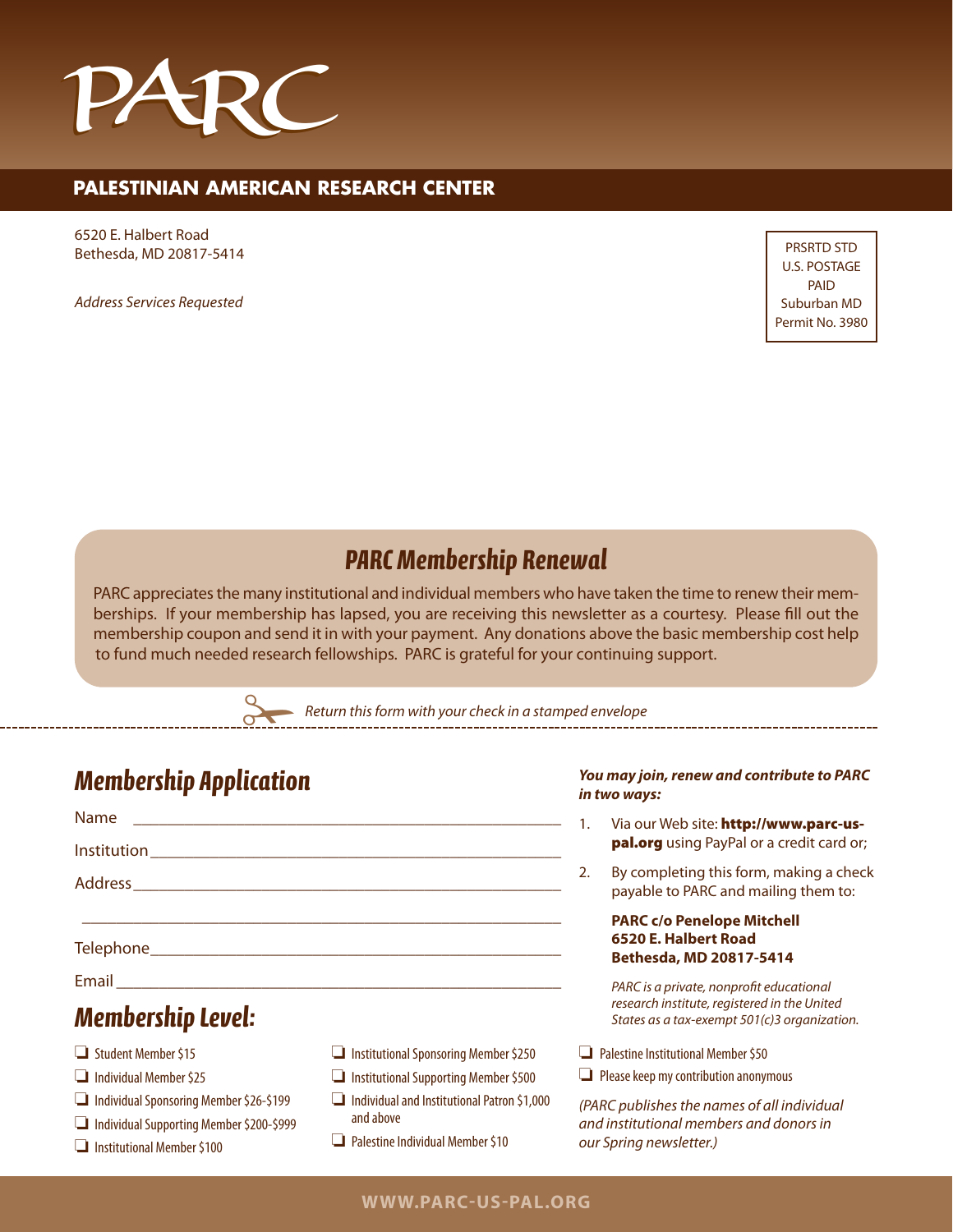# PARC

**PALESTINIAN AMERICAN RESEARCH CENTER**

6520 E. Halbert Road
Bethesda, MD 20817-5414

*Address Services Requested*

PRSRTD STD
U.S. POSTAGE
PAID
Suburban MD
Permit No. 3980

## PARC Membership Renewal

PARC appreciates the many institutional and individual members who have taken the time to renew their memberships. If your membership has lapsed, you are receiving this newsletter as a courtesy. Please fill out the membership coupon and send it in with your payment. Any donations above the basic membership cost help to fund much needed research fellowships. PARC is grateful for your continuing support.

*Return this form with your check in a stamped envelope*

## Membership Application

Name ______________________________

Institution ______________________________

Address ______________________________

______________________________

Telephone ______________________________

Email ______________________________

## Membership Level:

- ❏ Student Member $15
- ❏ Individual Member $25
- ❏ Individual Sponsoring Member $26-$199
- ❏ Individual Supporting Member $200-$999
- ❏ Institutional Member $100
- ❏ Institutional Sponsoring Member $250
- ❏ Institutional Supporting Member $500
- ❏ Individual and Institutional Patron $1,000 and above
- ❏ Palestine Individual Member $10
- ❏ Palestine Institutional Member $50
- ❏ Please keep my contribution anonymous

***You may join, renew and contribute to PARC in two ways:***

1. Via our Web site: **http://www.parc-us-pal.org** using PayPal or a credit card or;
2. By completing this form, making a check payable to PARC and mailing them to:

   **PARC c/o Penelope Mitchell**
   **6520 E. Halbert Road**
   **Bethesda, MD 20817-5414**

   *PARC is a private, nonprofit educational research institute, registered in the United States as a tax-exempt 501(c)3 organization.*

*(PARC publishes the names of all individual and institutional members and donors in our Spring newsletter.)*

**WWW.PARC-US-PAL.ORG**